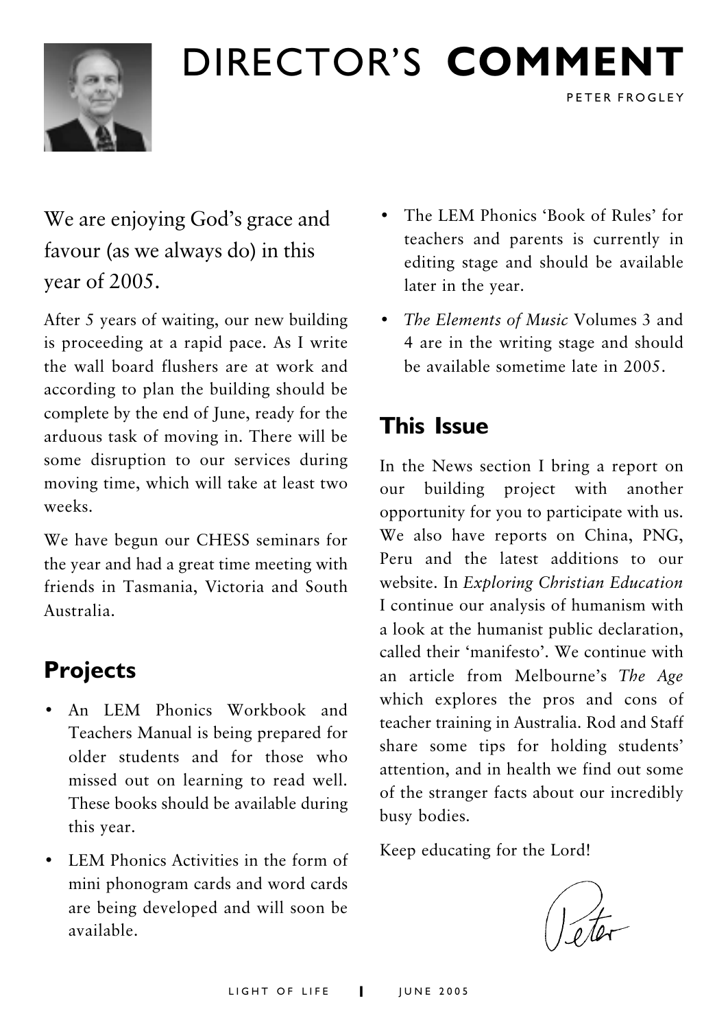# DIRECTOR'S **COMMENT**

PETER FROGLEY

We are enjoying God's grace and favour (as we always do) in this year of 2005.

After 5 years of waiting, our new building is proceeding at a rapid pace. As I write the wall board flushers are at work and according to plan the building should be complete by the end of June, ready for the arduous task of moving in. There will be some disruption to our services during moving time, which will take at least two weeks.

We have begun our CHESS seminars for the year and had a great time meeting with friends in Tasmania, Victoria and South Australia.

## Projects

- An LEM Phonics Workbook and Teachers Manual is being prepared for older students and for those who missed out on learning to read well. These books should be available during this year.
- LEM Phonics Activities in the form of mini phonogram cards and word cards are being developed and will soon be available.
- The LEM Phonics 'Book of Rules' for teachers and parents is currently in editing stage and should be available later in the year.
- *The Elements of Music* Volumes 3 and 4 are in the writing stage and should be available sometime late in 2005.

## This Issue

In the News section I bring a report on our building project with another opportunity for you to participate with us. We also have reports on China, PNG, Peru and the latest additions to our website. In *Exploring Christian Education* I continue our analysis of humanism with a look at the humanist public declaration, called their 'manifesto'. We continue with an article from Melbourne's *The Age* which explores the pros and cons of teacher training in Australia. Rod and Staff share some tips for holding students' attention, and in health we find out some of the stranger facts about our incredibly busy bodies.

Keep educating for the Lord!

Peter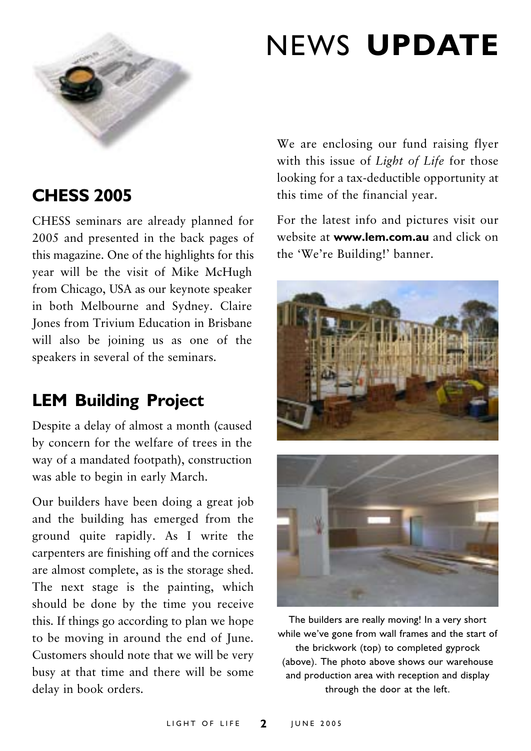# NEWS **UPDATE**

## CHESS 2005

CHESS seminars are already planned for 2005 and presented in the back pages of this magazine. One of the highlights for this year will be the visit of Mike McHugh from Chicago, USA as our keynote speaker in both Melbourne and Sydney. Claire Jones from Trivium Education in Brisbane will also be joining us as one of the speakers in several of the seminars.

## LEM Building Project

Despite a delay of almost a month (caused by concern for the welfare of trees in the way of a mandated footpath), construction was able to begin in early March.

Our builders have been doing a great job and the building has emerged from the ground quite rapidly. As I write the carpenters are finishing off and the cornices are almost complete, as is the storage shed. The next stage is the painting, which should be done by the time you receive this. If things go according to plan we hope to be moving in around the end of June. Customers should note that we will be very busy at that time and there will be some delay in book orders.

We are enclosing our fund raising flyer with this issue of *Light of Life* for those looking for a tax-deductible opportunity at this time of the financial year.

For the latest info and pictures visit our website at **www.lem.com.au** and click on the 'We're Building!' banner.

The builders are really moving! In a very short while we've gone from wall frames and the start of the brickwork (top) to completed gyprock (above). The photo above shows our warehouse and production area with reception and display through the door at the left.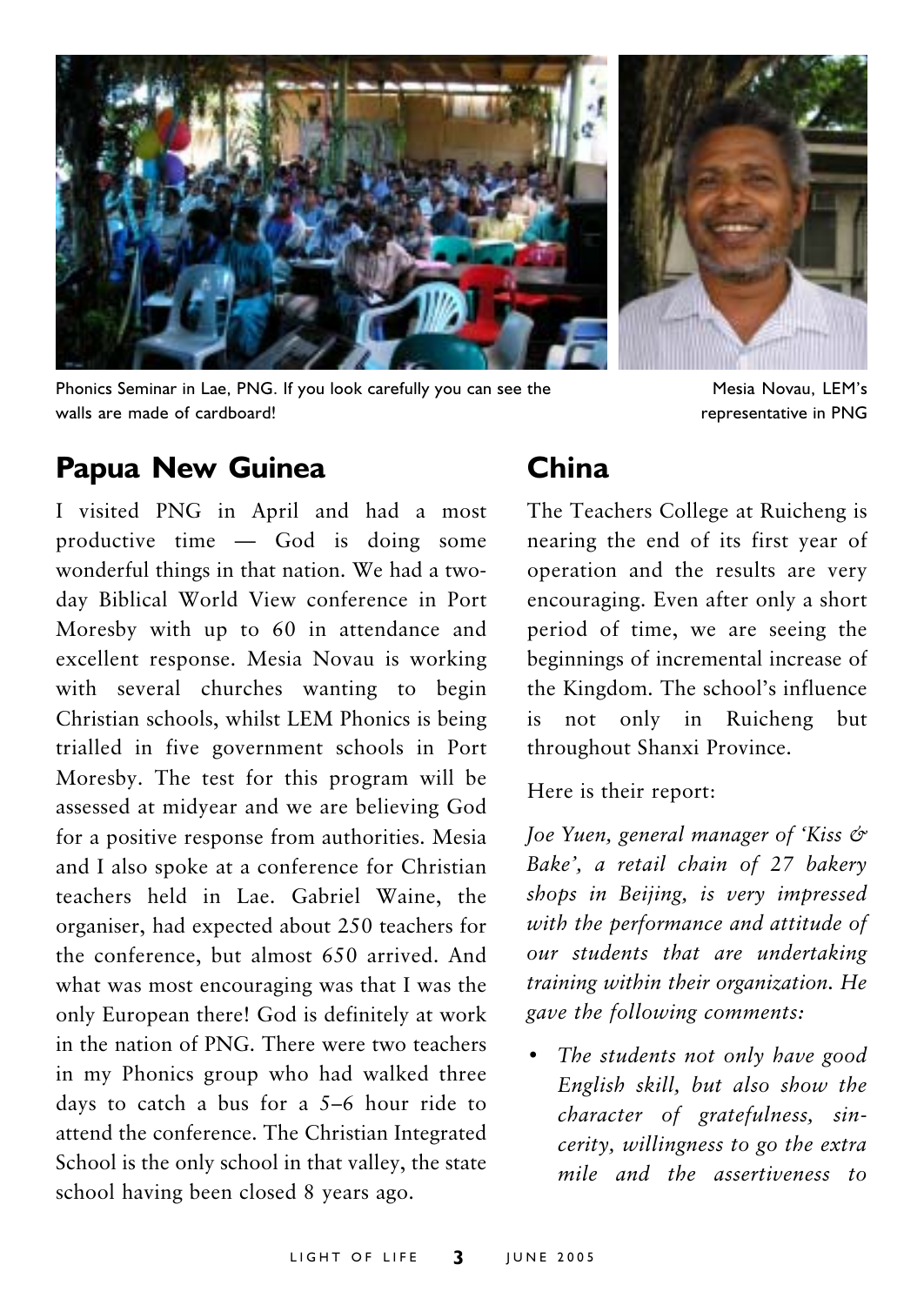Phonics Seminar in Lae, PNG. If you look carefully you can see the walls are made of cardboard!

Mesia Novau, LEM's representative in PNG

## Papua New Guinea

I visited PNG in April and had a most productive time — God is doing some wonderful things in that nation. We had a two-day Biblical World View conference in Port Moresby with up to 60 in attendance and excellent response. Mesia Novau is working with several churches wanting to begin Christian schools, whilst LEM Phonics is being trialled in five government schools in Port Moresby. The test for this program will be assessed at midyear and we are believing God for a positive response from authorities. Mesia and I also spoke at a conference for Christian teachers held in Lae. Gabriel Waine, the organiser, had expected about 250 teachers for the conference, but almost 650 arrived. And what was most encouraging was that I was the only European there! God is definitely at work in the nation of PNG. There were two teachers in my Phonics group who had walked three days to catch a bus for a 5–6 hour ride to attend the conference. The Christian Integrated School is the only school in that valley, the state school having been closed 8 years ago.

## China

The Teachers College at Ruicheng is nearing the end of its first year of operation and the results are very encouraging. Even after only a short period of time, we are seeing the beginnings of incremental increase of the Kingdom. The school's influence is not only in Ruicheng but throughout Shanxi Province.

Here is their report:

*Joe Yuen, general manager of 'Kiss & Bake', a retail chain of 27 bakery shops in Beijing, is very impressed with the performance and attitude of our students that are undertaking training within their organization. He gave the following comments:*

- *The students not only have good English skill, but also show the character of gratefulness, sincerity, willingness to go the extra mile and the assertiveness to*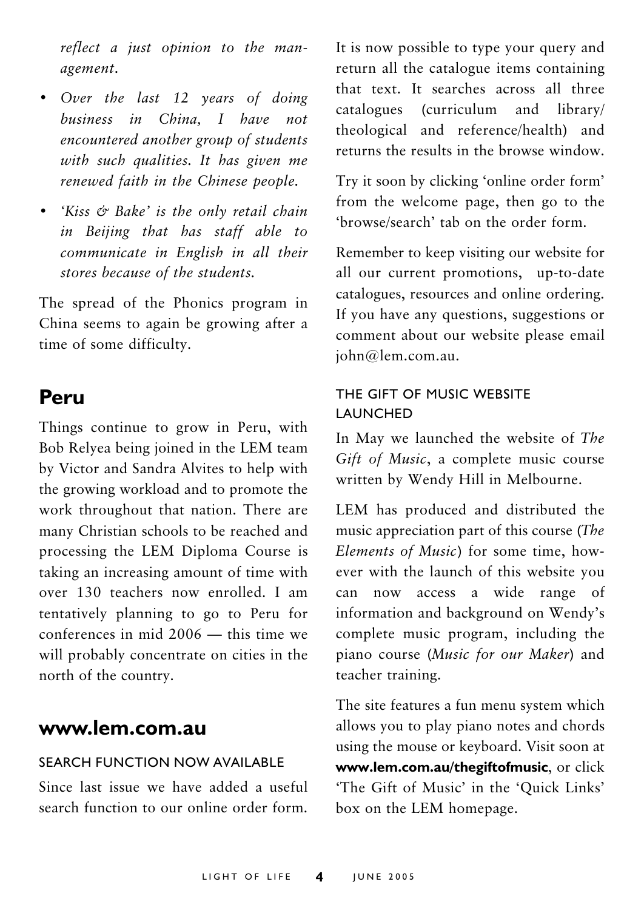*reflect a just opinion to the management.*

- *Over the last 12 years of doing business in China, I have not encountered another group of students with such qualities. It has given me renewed faith in the Chinese people.*
- *'Kiss & Bake' is the only retail chain in Beijing that has staff able to communicate in English in all their stores because of the students.*

The spread of the Phonics program in China seems to again be growing after a time of some difficulty.

## Peru

Things continue to grow in Peru, with Bob Relyea being joined in the LEM team by Victor and Sandra Alvites to help with the growing workload and to promote the work throughout that nation. There are many Christian schools to be reached and processing the LEM Diploma Course is taking an increasing amount of time with over 130 teachers now enrolled. I am tentatively planning to go to Peru for conferences in mid 2006 — this time we will probably concentrate on cities in the north of the country.

## www.lem.com.au

### SEARCH FUNCTION NOW AVAILABLE

Since last issue we have added a useful search function to our online order form. It is now possible to type your query and return all the catalogue items containing that text. It searches across all three catalogues (curriculum and library/theological and reference/health) and returns the results in the browse window.

Try it soon by clicking 'online order form' from the welcome page, then go to the 'browse/search' tab on the order form.

Remember to keep visiting our website for all our current promotions, up-to-date catalogues, resources and online ordering. If you have any questions, suggestions or comment about our website please email john@lem.com.au.

### THE GIFT OF MUSIC WEBSITE LAUNCHED

In May we launched the website of *The Gift of Music*, a complete music course written by Wendy Hill in Melbourne.

LEM has produced and distributed the music appreciation part of this course (*The Elements of Music*) for some time, however with the launch of this website you can now access a wide range of information and background on Wendy's complete music program, including the piano course (*Music for our Maker*) and teacher training.

The site features a fun menu system which allows you to play piano notes and chords using the mouse or keyboard. Visit soon at **www.lem.com.au/thegiftofmusic**, or click 'The Gift of Music' in the 'Quick Links' box on the LEM homepage.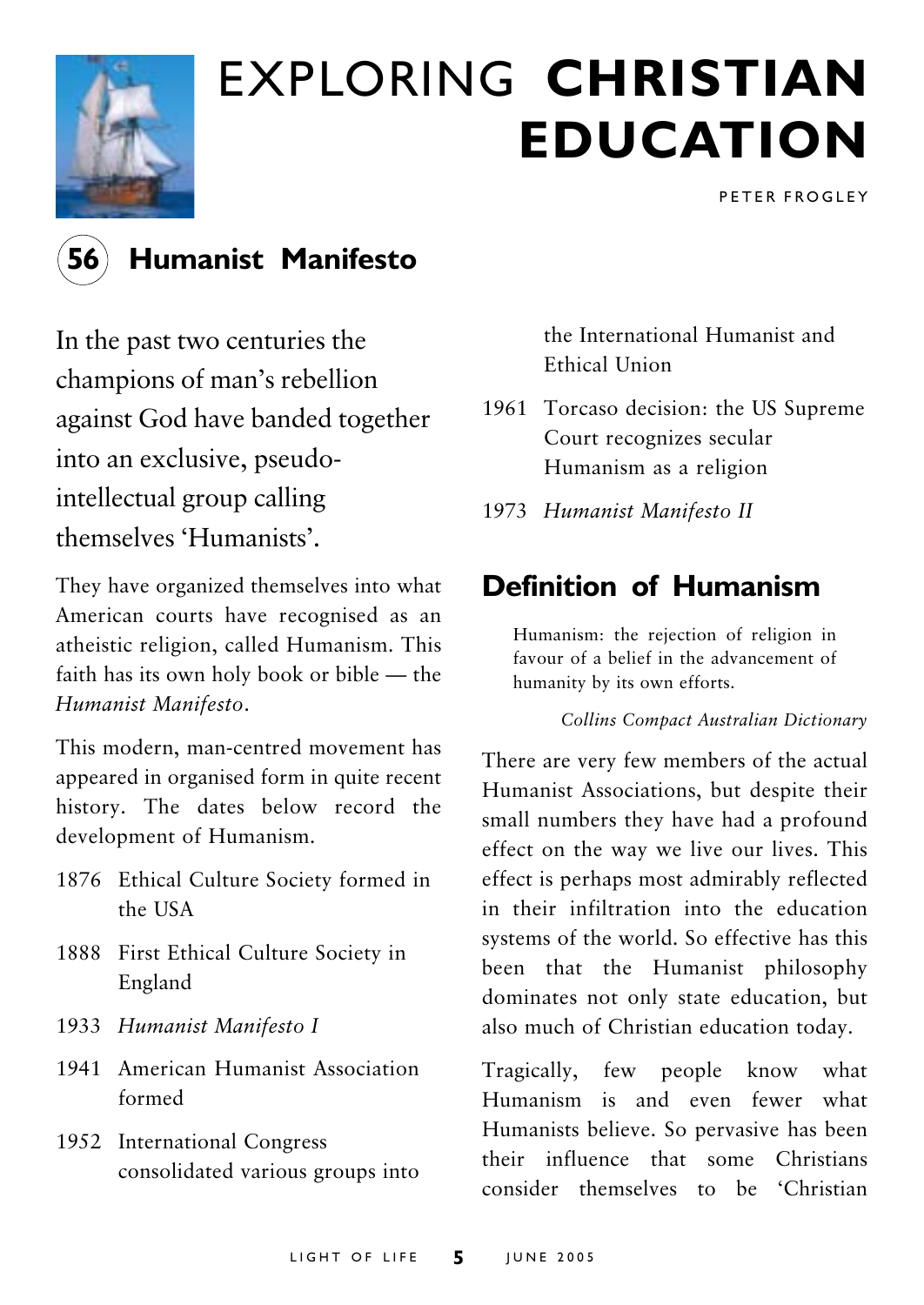# EXPLORING **CHRISTIAN EDUCATION**

PETER FROGLEY

## 56 Humanist Manifesto

In the past two centuries the champions of man's rebellion against God have banded together into an exclusive, pseudo-intellectual group calling themselves 'Humanists'.

They have organized themselves into what American courts have recognised as an atheistic religion, called Humanism. This faith has its own holy book or bible — the *Humanist Manifesto*.

This modern, man-centred movement has appeared in organised form in quite recent history. The dates below record the development of Humanism.

- 1876 Ethical Culture Society formed in the USA
- 1888 First Ethical Culture Society in England
- 1933 *Humanist Manifesto I*
- 1941 American Humanist Association formed
- 1952 International Congress consolidated various groups into the International Humanist and Ethical Union
- 1961 Torcaso decision: the US Supreme Court recognizes secular Humanism as a religion
- 1973 *Humanist Manifesto II*

## Definition of Humanism

> Humanism: the rejection of religion in favour of a belief in the advancement of humanity by its own efforts.
>
> *Collins Compact Australian Dictionary*

There are very few members of the actual Humanist Associations, but despite their small numbers they have had a profound effect on the way we live our lives. This effect is perhaps most admirably reflected in their infiltration into the education systems of the world. So effective has this been that the Humanist philosophy dominates not only state education, but also much of Christian education today.

Tragically, few people know what Humanism is and even fewer what Humanists believe. So pervasive has been their influence that some Christians consider themselves to be 'Christian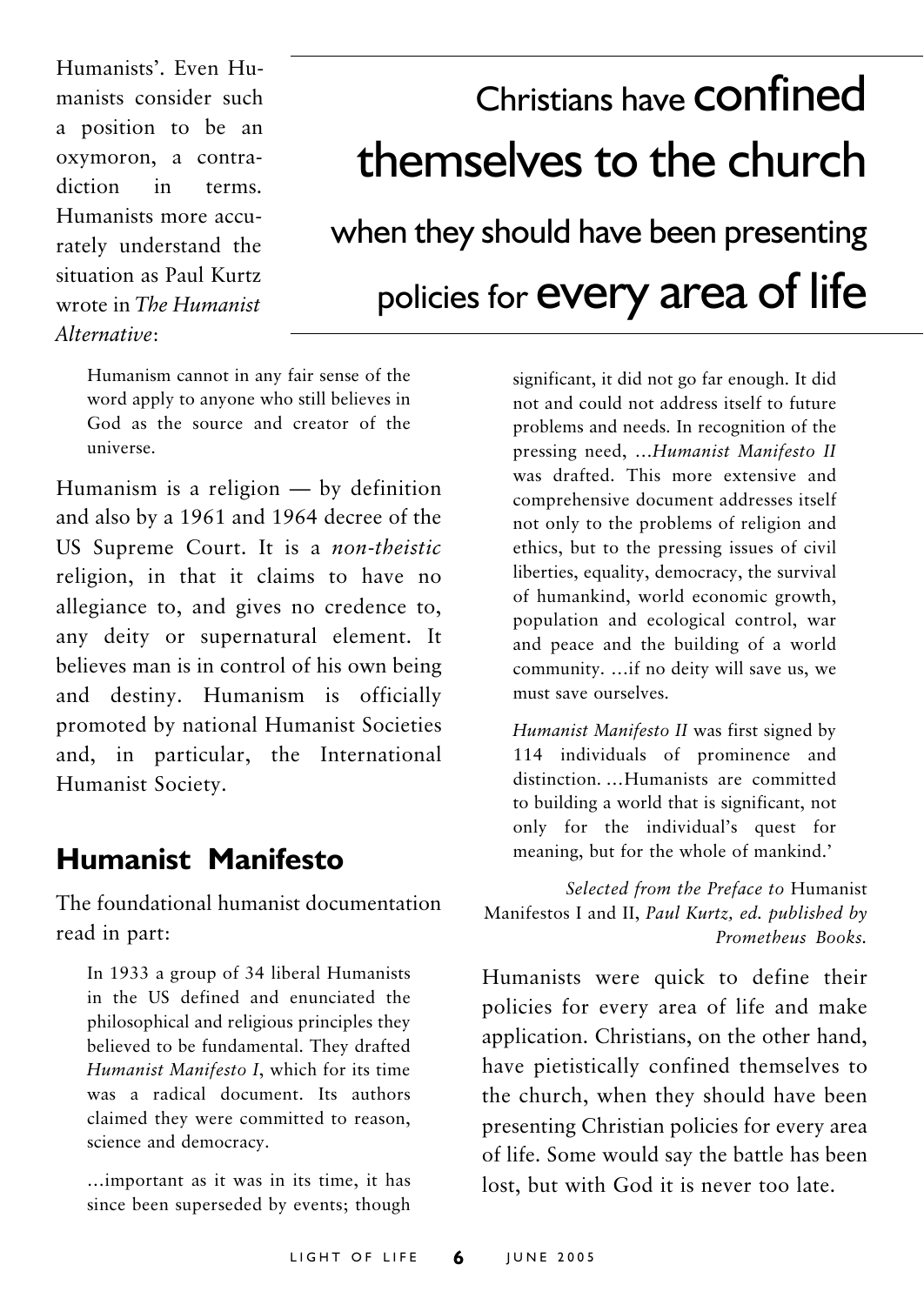Humanists'. Even Humanists consider such a position to be an oxymoron, a contradiction in terms. Humanists more accurately understand the situation as Paul Kurtz wrote in *The Humanist Alternative*:

> Christians have **confined themselves to the church** when they should have been presenting policies for **every area of life**

> Humanism cannot in any fair sense of the word apply to anyone who still believes in God as the source and creator of the universe.

Humanism is a religion — by definition and also by a 1961 and 1964 decree of the US Supreme Court. It is a *non-theistic* religion, in that it claims to have no allegiance to, and gives no credence to, any deity or supernatural element. It believes man is in control of his own being and destiny. Humanism is officially promoted by national Humanist Societies and, in particular, the International Humanist Society.

## Humanist Manifesto

The foundational humanist documentation read in part:

> In 1933 a group of 34 liberal Humanists in the US defined and enunciated the philosophical and religious principles they believed to be fundamental. They drafted *Humanist Manifesto I*, which for its time was a radical document. Its authors claimed they were committed to reason, science and democracy.
>
> ...important as it was in its time, it has since been superseded by events; though significant, it did not go far enough. It did not and could not address itself to future problems and needs. In recognition of the pressing need, ...*Humanist Manifesto II* was drafted. This more extensive and comprehensive document addresses itself not only to the problems of religion and ethics, but to the pressing issues of civil liberties, equality, democracy, the survival of humankind, world economic growth, population and ecological control, war and peace and the building of a world community. ...if no deity will save us, we must save ourselves.
>
> *Humanist Manifesto II* was first signed by 114 individuals of prominence and distinction. ...Humanists are committed to building a world that is significant, not only for the individual's quest for meaning, but for the whole of mankind.'
>
> *Selected from the Preface to* Humanist Manifestos I and II, *Paul Kurtz, ed. published by Prometheus Books.*

Humanists were quick to define their policies for every area of life and make application. Christians, on the other hand, have pietistically confined themselves to the church, when they should have been presenting Christian policies for every area of life. Some would say the battle has been lost, but with God it is never too late.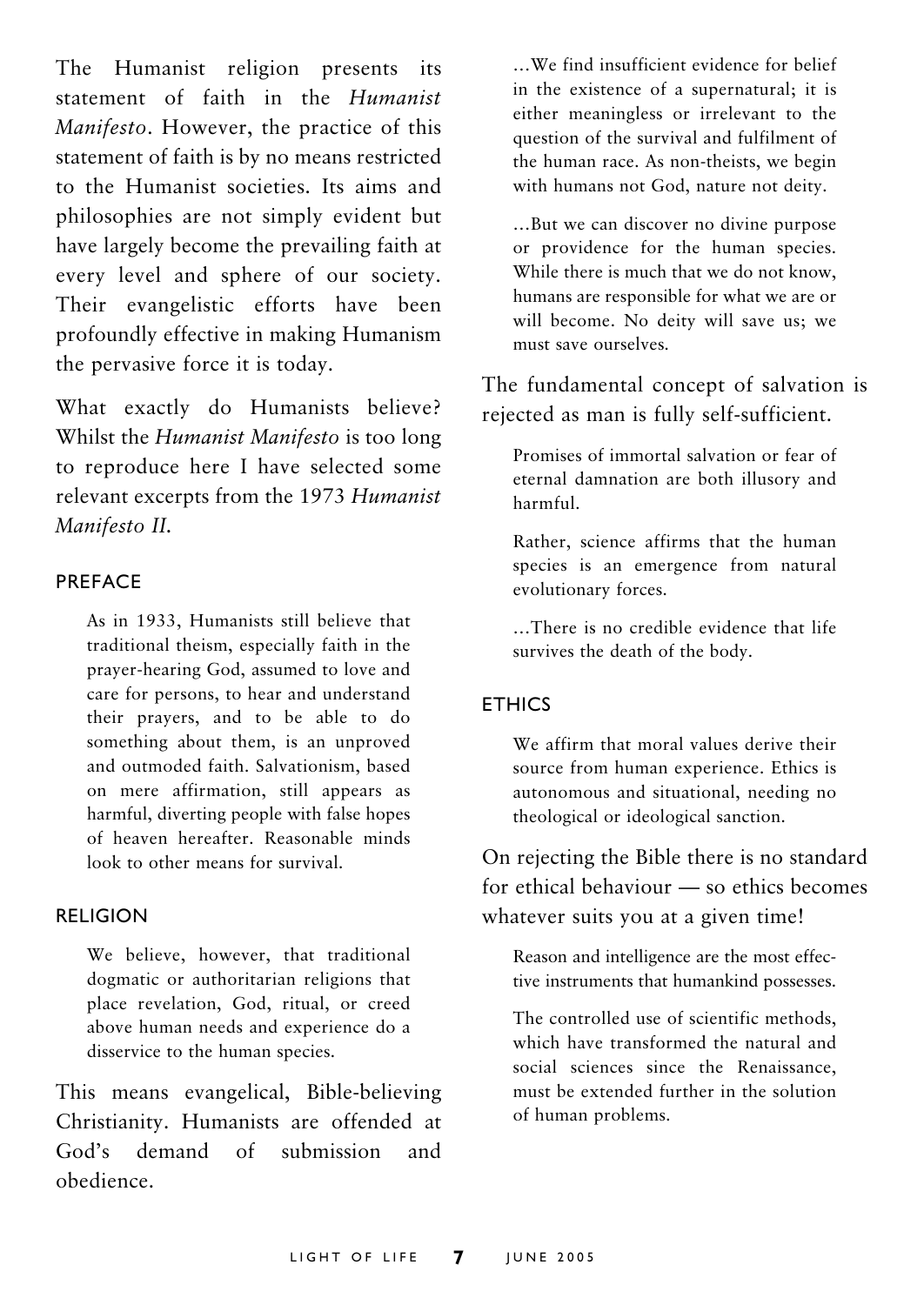The Humanist religion presents its statement of faith in the *Humanist Manifesto*. However, the practice of this statement of faith is by no means restricted to the Humanist societies. Its aims and philosophies are not simply evident but have largely become the prevailing faith at every level and sphere of our society. Their evangelistic efforts have been profoundly effective in making Humanism the pervasive force it is today.

What exactly do Humanists believe? Whilst the *Humanist Manifesto* is too long to reproduce here I have selected some relevant excerpts from the 1973 *Humanist Manifesto II.*

### PREFACE

> As in 1933, Humanists still believe that traditional theism, especially faith in the prayer-hearing God, assumed to love and care for persons, to hear and understand their prayers, and to be able to do something about them, is an unproved and outmoded faith. Salvationism, based on mere affirmation, still appears as harmful, diverting people with false hopes of heaven hereafter. Reasonable minds look to other means for survival.

### RELIGION

> We believe, however, that traditional dogmatic or authoritarian religions that place revelation, God, ritual, or creed above human needs and experience do a disservice to the human species.

This means evangelical, Bible-believing Christianity. Humanists are offended at God's demand of submission and obedience.

> ...We find insufficient evidence for belief in the existence of a supernatural; it is either meaningless or irrelevant to the question of the survival and fulfilment of the human race. As non-theists, we begin with humans not God, nature not deity.
>
> ...But we can discover no divine purpose or providence for the human species. While there is much that we do not know, humans are responsible for what we are or will become. No deity will save us; we must save ourselves.

The fundamental concept of salvation is rejected as man is fully self-sufficient.

> Promises of immortal salvation or fear of eternal damnation are both illusory and harmful.
>
> Rather, science affirms that the human species is an emergence from natural evolutionary forces.
>
> ...There is no credible evidence that life survives the death of the body.

### ETHICS

> We affirm that moral values derive their source from human experience. Ethics is autonomous and situational, needing no theological or ideological sanction.

On rejecting the Bible there is no standard for ethical behaviour — so ethics becomes whatever suits you at a given time!

> Reason and intelligence are the most effective instruments that humankind possesses.
>
> The controlled use of scientific methods, which have transformed the natural and social sciences since the Renaissance, must be extended further in the solution of human problems.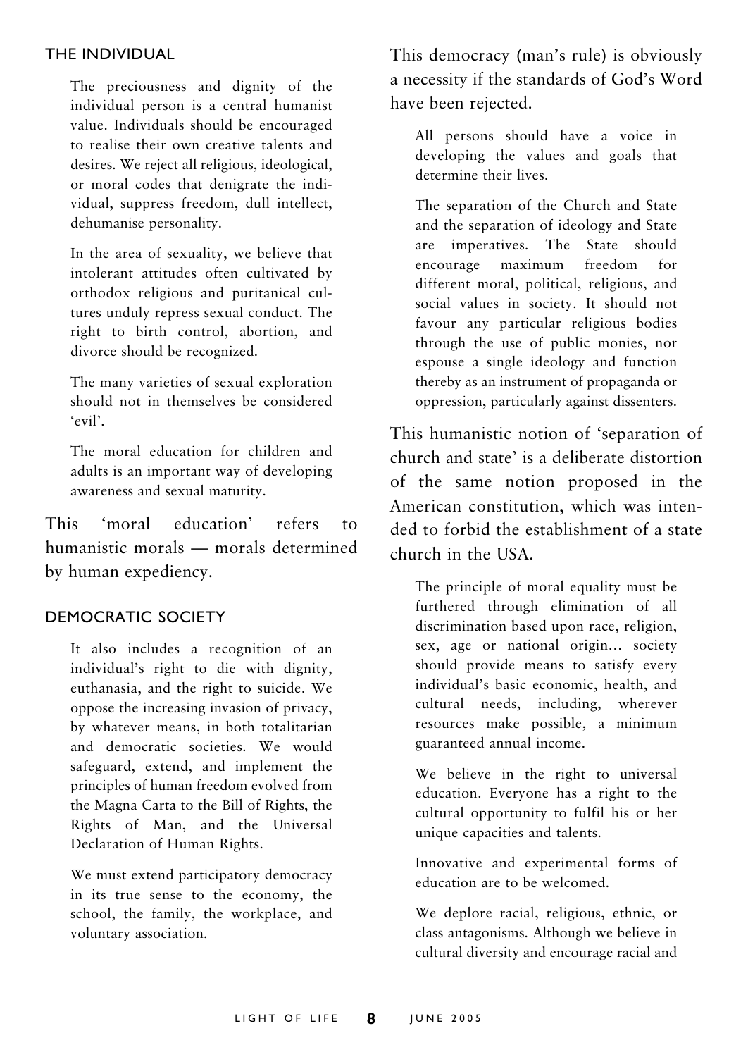### THE INDIVIDUAL

> The preciousness and dignity of the individual person is a central humanist value. Individuals should be encouraged to realise their own creative talents and desires. We reject all religious, ideological, or moral codes that denigrate the individual, suppress freedom, dull intellect, dehumanise personality.
>
> In the area of sexuality, we believe that intolerant attitudes often cultivated by orthodox religious and puritanical cultures unduly repress sexual conduct. The right to birth control, abortion, and divorce should be recognized.
>
> The many varieties of sexual exploration should not in themselves be considered 'evil'.
>
> The moral education for children and adults is an important way of developing awareness and sexual maturity.

This 'moral education' refers to humanistic morals — morals determined by human expediency.

### DEMOCRATIC SOCIETY

> It also includes a recognition of an individual's right to die with dignity, euthanasia, and the right to suicide. We oppose the increasing invasion of privacy, by whatever means, in both totalitarian and democratic societies. We would safeguard, extend, and implement the principles of human freedom evolved from the Magna Carta to the Bill of Rights, the Rights of Man, and the Universal Declaration of Human Rights.
>
> We must extend participatory democracy in its true sense to the economy, the school, the family, the workplace, and voluntary association.

This democracy (man's rule) is obviously a necessity if the standards of God's Word have been rejected.

> All persons should have a voice in developing the values and goals that determine their lives.
>
> The separation of the Church and State and the separation of ideology and State are imperatives. The State should encourage maximum freedom for different moral, political, religious, and social values in society. It should not favour any particular religious bodies through the use of public monies, nor espouse a single ideology and function thereby as an instrument of propaganda or oppression, particularly against dissenters.

This humanistic notion of 'separation of church and state' is a deliberate distortion of the same notion proposed in the American constitution, which was intended to forbid the establishment of a state church in the USA.

> The principle of moral equality must be furthered through elimination of all discrimination based upon race, religion, sex, age or national origin... society should provide means to satisfy every individual's basic economic, health, and cultural needs, including, wherever resources make possible, a minimum guaranteed annual income.
>
> We believe in the right to universal education. Everyone has a right to the cultural opportunity to fulfil his or her unique capacities and talents.
>
> Innovative and experimental forms of education are to be welcomed.
>
> We deplore racial, religious, ethnic, or class antagonisms. Although we believe in cultural diversity and encourage racial and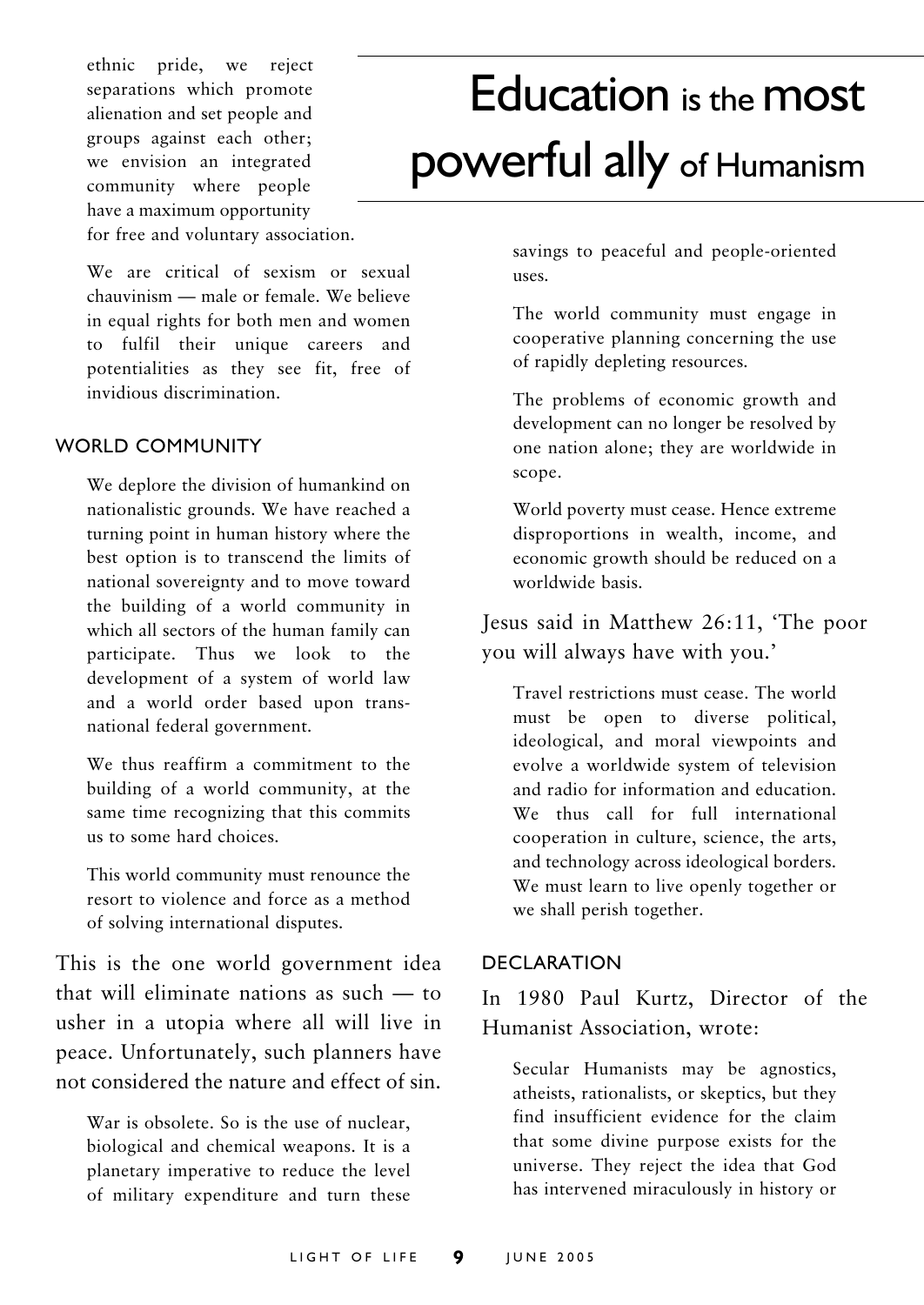ethnic pride, we reject separations which promote alienation and set people and groups against each other; we envision an integrated community where people have a maximum opportunity for free and voluntary association.

> We are critical of sexism or sexual chauvinism — male or female. We believe in equal rights for both men and women to fulfil their unique careers and potentialities as they see fit, free of invidious discrimination.

## WORLD COMMUNITY

> We deplore the division of humankind on nationalistic grounds. We have reached a turning point in human history where the best option is to transcend the limits of national sovereignty and to move toward the building of a world community in which all sectors of the human family can participate. Thus we look to the development of a system of world law and a world order based upon trans-national federal government.
>
> We thus reaffirm a commitment to the building of a world community, at the same time recognizing that this commits us to some hard choices.
>
> This world community must renounce the resort to violence and force as a method of solving international disputes.

This is the one world government idea that will eliminate nations as such — to usher in a utopia where all will live in peace. Unfortunately, such planners have not considered the nature and effect of sin.

# Education is the most powerful ally of Humanism

> War is obsolete. So is the use of nuclear, biological and chemical weapons. It is a planetary imperative to reduce the level of military expenditure and turn these savings to peaceful and people-oriented uses.
>
> The world community must engage in cooperative planning concerning the use of rapidly depleting resources.
>
> The problems of economic growth and development can no longer be resolved by one nation alone; they are worldwide in scope.
>
> World poverty must cease. Hence extreme disproportions in wealth, income, and economic growth should be reduced on a worldwide basis.

Jesus said in Matthew 26:11, 'The poor you will always have with you.'

> Travel restrictions must cease. The world must be open to diverse political, ideological, and moral viewpoints and evolve a worldwide system of television and radio for information and education. We thus call for full international cooperation in culture, science, the arts, and technology across ideological borders. We must learn to live openly together or we shall perish together.

## DECLARATION

In 1980 Paul Kurtz, Director of the Humanist Association, wrote:

> Secular Humanists may be agnostics, atheists, rationalists, or skeptics, but they find insufficient evidence for the claim that some divine purpose exists for the universe. They reject the idea that God has intervened miraculously in history or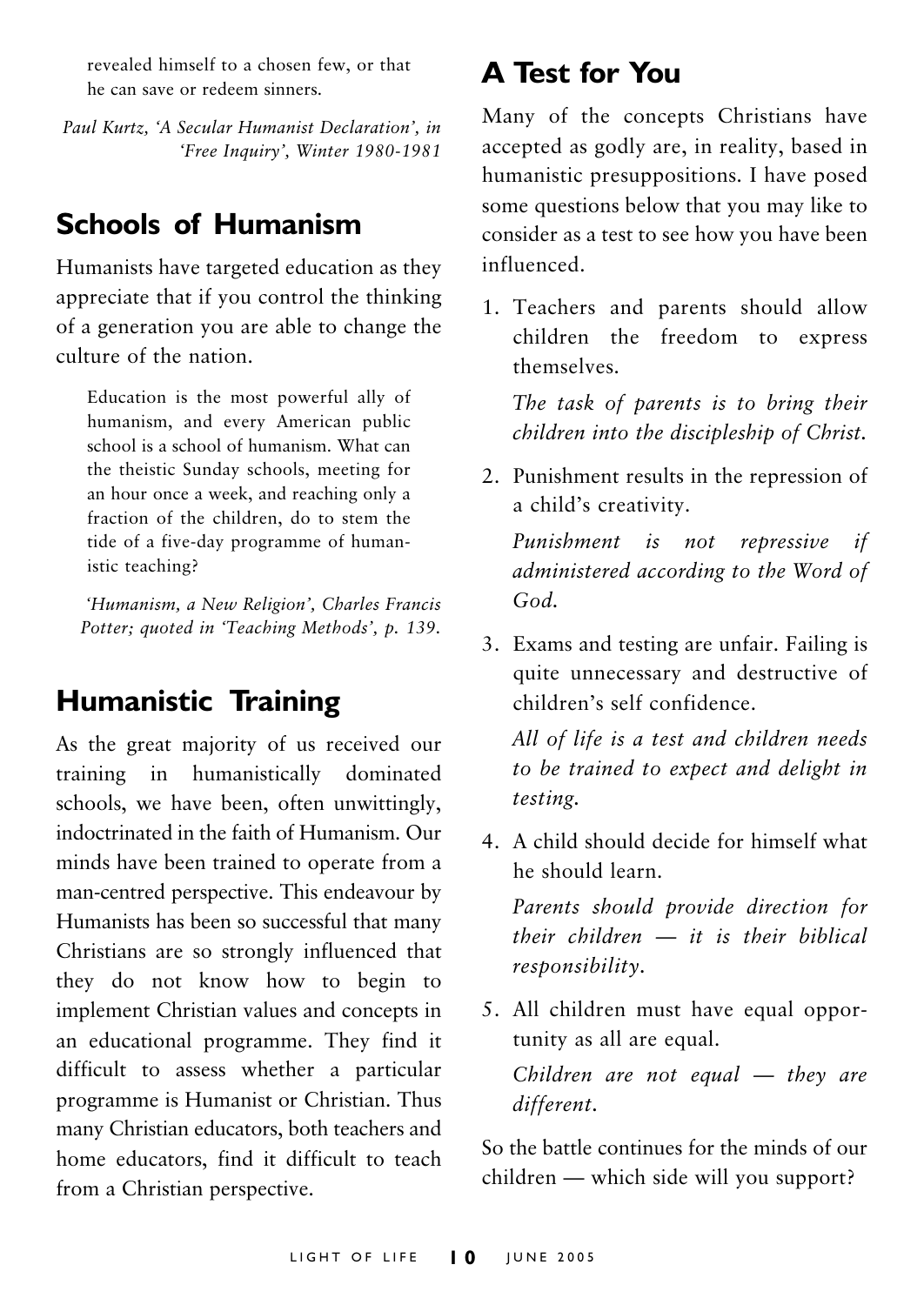revealed himself to a chosen few, or that he can save or redeem sinners.

*Paul Kurtz, 'A Secular Humanist Declaration', in 'Free Inquiry', Winter 1980-1981*

## Schools of Humanism

Humanists have targeted education as they appreciate that if you control the thinking of a generation you are able to change the culture of the nation.

> Education is the most powerful ally of humanism, and every American public school is a school of humanism. What can the theistic Sunday schools, meeting for an hour once a week, and reaching only a fraction of the children, do to stem the tide of a five-day programme of humanistic teaching?
>
> *'Humanism, a New Religion', Charles Francis Potter; quoted in 'Teaching Methods', p. 139.*

## Humanistic Training

As the great majority of us received our training in humanistically dominated schools, we have been, often unwittingly, indoctrinated in the faith of Humanism. Our minds have been trained to operate from a man-centred perspective. This endeavour by Humanists has been so successful that many Christians are so strongly influenced that they do not know how to begin to implement Christian values and concepts in an educational programme. They find it difficult to assess whether a particular programme is Humanist or Christian. Thus many Christian educators, both teachers and home educators, find it difficult to teach from a Christian perspective.

## A Test for You

Many of the concepts Christians have accepted as godly are, in reality, based in humanistic presuppositions. I have posed some questions below that you may like to consider as a test to see how you have been influenced.

1. Teachers and parents should allow children the freedom to express themselves.

   *The task of parents is to bring their children into the discipleship of Christ.*

2. Punishment results in the repression of a child's creativity.

   *Punishment is not repressive if administered according to the Word of God.*

3. Exams and testing are unfair. Failing is quite unnecessary and destructive of children's self confidence.

   *All of life is a test and children needs to be trained to expect and delight in testing.*

4. A child should decide for himself what he should learn.

   *Parents should provide direction for their children — it is their biblical responsibility.*

5. All children must have equal opportunity as all are equal.

   *Children are not equal — they are different.*

So the battle continues for the minds of our children — which side will you support?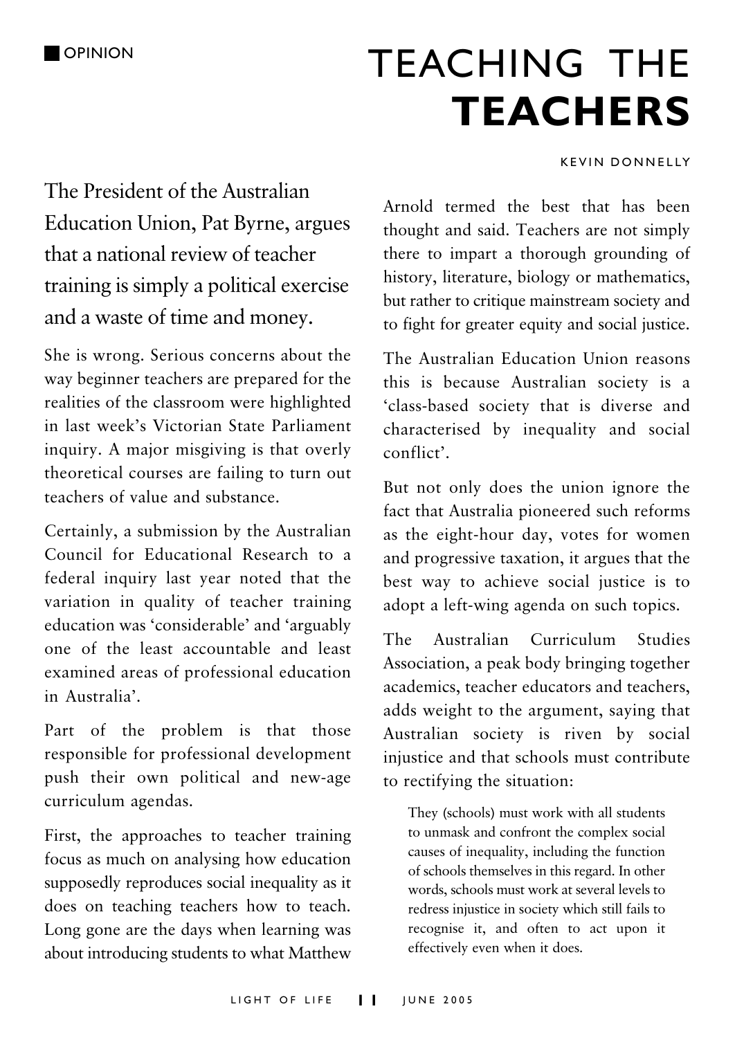OPINION

# TEACHING THE **TEACHERS**

KEVIN DONNELLY

The President of the Australian Education Union, Pat Byrne, argues that a national review of teacher training is simply a political exercise and a waste of time and money.

She is wrong. Serious concerns about the way beginner teachers are prepared for the realities of the classroom were highlighted in last week's Victorian State Parliament inquiry. A major misgiving is that overly theoretical courses are failing to turn out teachers of value and substance.

Certainly, a submission by the Australian Council for Educational Research to a federal inquiry last year noted that the variation in quality of teacher training education was 'considerable' and 'arguably one of the least accountable and least examined areas of professional education in Australia'.

Part of the problem is that those responsible for professional development push their own political and new-age curriculum agendas.

First, the approaches to teacher training focus as much on analysing how education supposedly reproduces social inequality as it does on teaching teachers how to teach. Long gone are the days when learning was about introducing students to what Matthew Arnold termed the best that has been thought and said. Teachers are not simply there to impart a thorough grounding of history, literature, biology or mathematics, but rather to critique mainstream society and to fight for greater equity and social justice.

The Australian Education Union reasons this is because Australian society is a 'class-based society that is diverse and characterised by inequality and social conflict'.

But not only does the union ignore the fact that Australia pioneered such reforms as the eight-hour day, votes for women and progressive taxation, it argues that the best way to achieve social justice is to adopt a left-wing agenda on such topics.

The Australian Curriculum Studies Association, a peak body bringing together academics, teacher educators and teachers, adds weight to the argument, saying that Australian society is riven by social injustice and that schools must contribute to rectifying the situation:

> They (schools) must work with all students to unmask and confront the complex social causes of inequality, including the function of schools themselves in this regard. In other words, schools must work at several levels to redress injustice in society which still fails to recognise it, and often to act upon it effectively even when it does.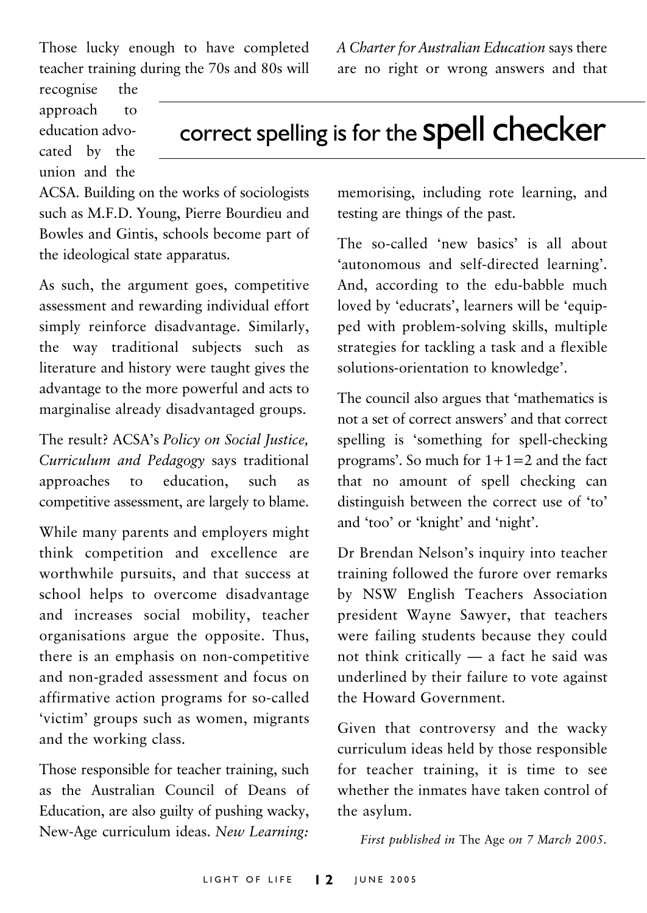Those lucky enough to have completed teacher training during the 70s and 80s will recognise the approach to education advocated by the union and the ACSA. Building on the works of sociologists such as M.F.D. Young, Pierre Bourdieu and Bowles and Gintis, schools become part of the ideological state apparatus.

As such, the argument goes, competitive assessment and rewarding individual effort simply reinforce disadvantage. Similarly, the way traditional subjects such as literature and history were taught gives the advantage to the more powerful and acts to marginalise already disadvantaged groups.

The result? ACSA's *Policy on Social Justice, Curriculum and Pedagogy* says traditional approaches to education, such as competitive assessment, are largely to blame.

While many parents and employers might think competition and excellence are worthwhile pursuits, and that success at school helps to overcome disadvantage and increases social mobility, teacher organisations argue the opposite. Thus, there is an emphasis on non-competitive and non-graded assessment and focus on affirmative action programs for so-called 'victim' groups such as women, migrants and the working class.

Those responsible for teacher training, such as the Australian Council of Deans of Education, are also guilty of pushing wacky, New-Age curriculum ideas. *New Learning: A Charter for Australian Education* says there are no right or wrong answers and that memorising, including rote learning, and testing are things of the past.

## correct spelling is for the spell checker

The so-called 'new basics' is all about 'autonomous and self-directed learning'. And, according to the edu-babble much loved by 'educrats', learners will be 'equipped with problem-solving skills, multiple strategies for tackling a task and a flexible solutions-orientation to knowledge'.

The council also argues that 'mathematics is not a set of correct answers' and that correct spelling is 'something for spell-checking programs'. So much for 1+1=2 and the fact that no amount of spell checking can distinguish between the correct use of 'to' and 'too' or 'knight' and 'night'.

Dr Brendan Nelson's inquiry into teacher training followed the furore over remarks by NSW English Teachers Association president Wayne Sawyer, that teachers were failing students because they could not think critically — a fact he said was underlined by their failure to vote against the Howard Government.

Given that controversy and the wacky curriculum ideas held by those responsible for teacher training, it is time to see whether the inmates have taken control of the asylum.

*First published in* The Age *on 7 March 2005.*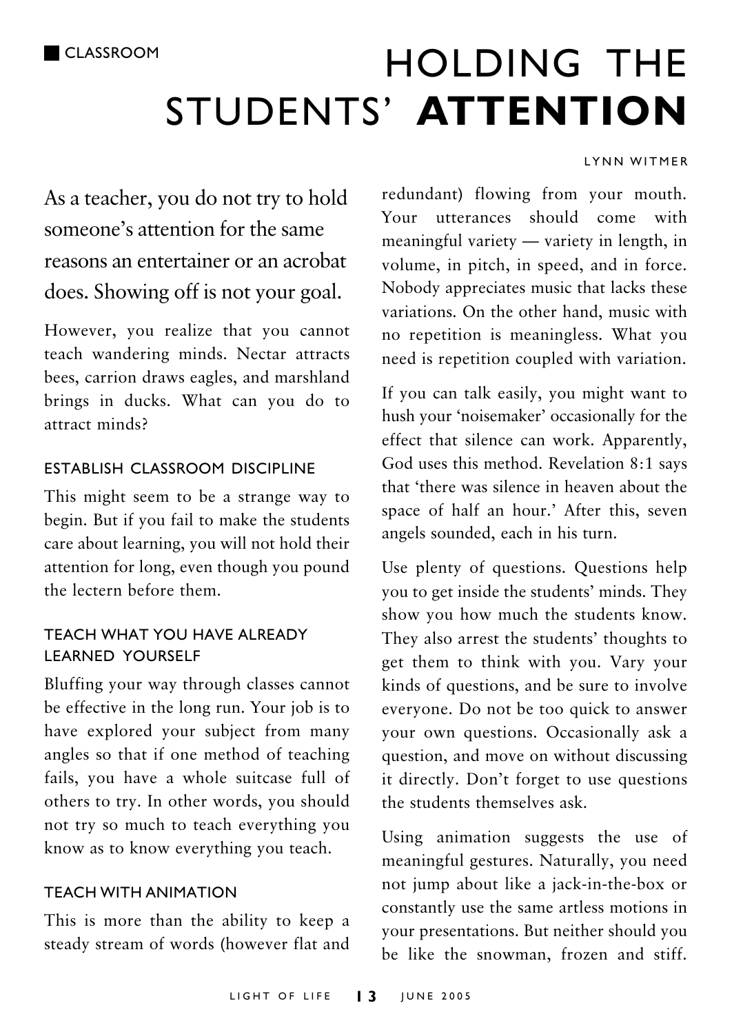CLASSROOM

# HOLDING THE STUDENTS' **ATTENTION**

LYNN WITMER

As a teacher, you do not try to hold someone's attention for the same reasons an entertainer or an acrobat does. Showing off is not your goal.

However, you realize that you cannot teach wandering minds. Nectar attracts bees, carrion draws eagles, and marshland brings in ducks. What can you do to attract minds?

## ESTABLISH CLASSROOM DISCIPLINE

This might seem to be a strange way to begin. But if you fail to make the students care about learning, you will not hold their attention for long, even though you pound the lectern before them.

## TEACH WHAT YOU HAVE ALREADY LEARNED YOURSELF

Bluffing your way through classes cannot be effective in the long run. Your job is to have explored your subject from many angles so that if one method of teaching fails, you have a whole suitcase full of others to try. In other words, you should not try so much to teach everything you know as to know everything you teach.

## TEACH WITH ANIMATION

This is more than the ability to keep a steady stream of words (however flat and redundant) flowing from your mouth. Your utterances should come with meaningful variety — variety in length, in volume, in pitch, in speed, and in force. Nobody appreciates music that lacks these variations. On the other hand, music with no repetition is meaningless. What you need is repetition coupled with variation.

If you can talk easily, you might want to hush your 'noisemaker' occasionally for the effect that silence can work. Apparently, God uses this method. Revelation 8:1 says that 'there was silence in heaven about the space of half an hour.' After this, seven angels sounded, each in his turn.

Use plenty of questions. Questions help you to get inside the students' minds. They show you how much the students know. They also arrest the students' thoughts to get them to think with you. Vary your kinds of questions, and be sure to involve everyone. Do not be too quick to answer your own questions. Occasionally ask a question, and move on without discussing it directly. Don't forget to use questions the students themselves ask.

Using animation suggests the use of meaningful gestures. Naturally, you need not jump about like a jack-in-the-box or constantly use the same artless motions in your presentations. But neither should you be like the snowman, frozen and stiff.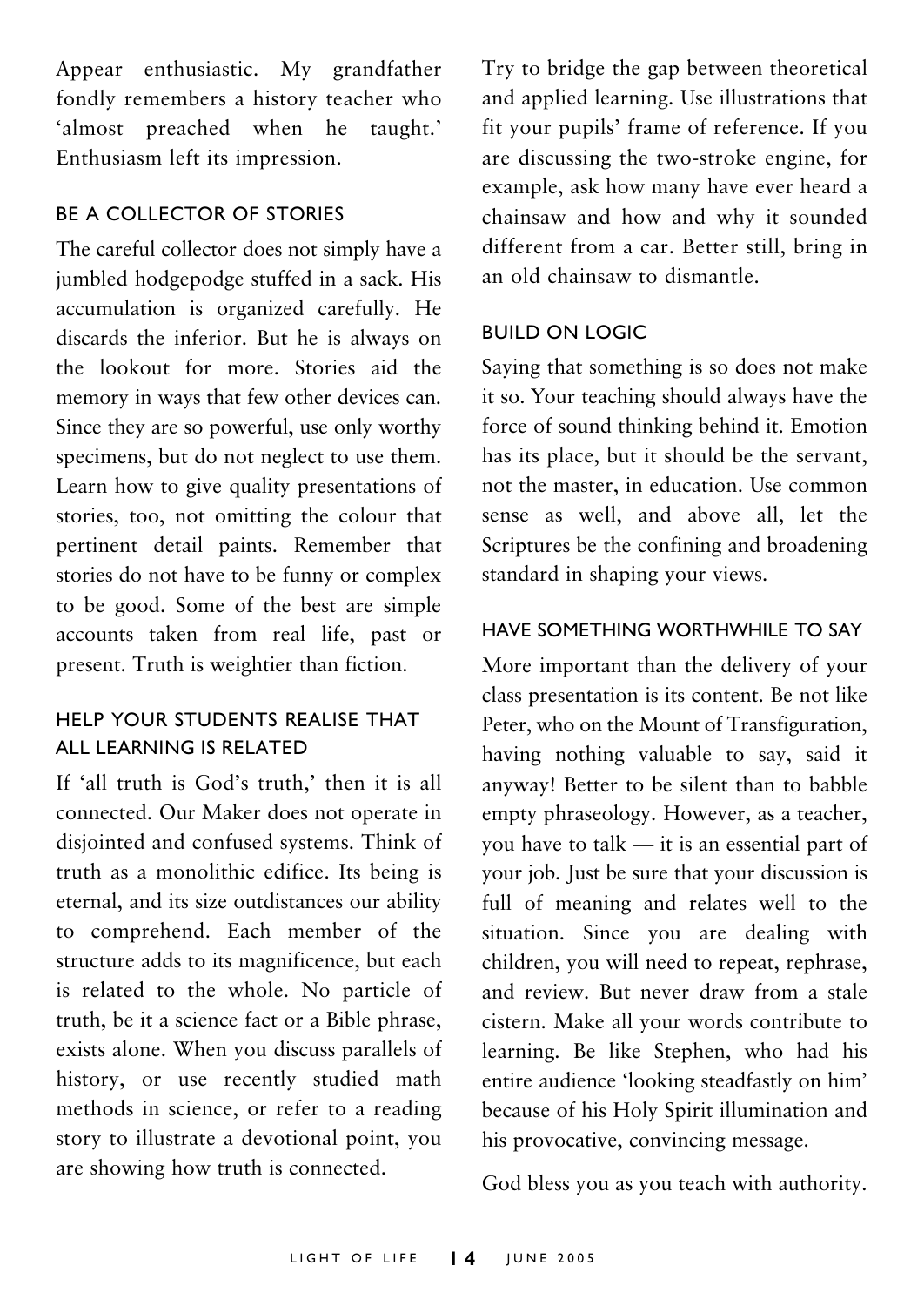Appear enthusiastic. My grandfather fondly remembers a history teacher who 'almost preached when he taught.' Enthusiasm left its impression.

### BE A COLLECTOR OF STORIES

The careful collector does not simply have a jumbled hodgepodge stuffed in a sack. His accumulation is organized carefully. He discards the inferior. But he is always on the lookout for more. Stories aid the memory in ways that few other devices can. Since they are so powerful, use only worthy specimens, but do not neglect to use them. Learn how to give quality presentations of stories, too, not omitting the colour that pertinent detail paints. Remember that stories do not have to be funny or complex to be good. Some of the best are simple accounts taken from real life, past or present. Truth is weightier than fiction.

### HELP YOUR STUDENTS REALISE THAT ALL LEARNING IS RELATED

If 'all truth is God's truth,' then it is all connected. Our Maker does not operate in disjointed and confused systems. Think of truth as a monolithic edifice. Its being is eternal, and its size outdistances our ability to comprehend. Each member of the structure adds to its magnificence, but each is related to the whole. No particle of truth, be it a science fact or a Bible phrase, exists alone. When you discuss parallels of history, or use recently studied math methods in science, or refer to a reading story to illustrate a devotional point, you are showing how truth is connected.

Try to bridge the gap between theoretical and applied learning. Use illustrations that fit your pupils' frame of reference. If you are discussing the two-stroke engine, for example, ask how many have ever heard a chainsaw and how and why it sounded different from a car. Better still, bring in an old chainsaw to dismantle.

### BUILD ON LOGIC

Saying that something is so does not make it so. Your teaching should always have the force of sound thinking behind it. Emotion has its place, but it should be the servant, not the master, in education. Use common sense as well, and above all, let the Scriptures be the confining and broadening standard in shaping your views.

### HAVE SOMETHING WORTHWHILE TO SAY

More important than the delivery of your class presentation is its content. Be not like Peter, who on the Mount of Transfiguration, having nothing valuable to say, said it anyway! Better to be silent than to babble empty phraseology. However, as a teacher, you have to talk — it is an essential part of your job. Just be sure that your discussion is full of meaning and relates well to the situation. Since you are dealing with children, you will need to repeat, rephrase, and review. But never draw from a stale cistern. Make all your words contribute to learning. Be like Stephen, who had his entire audience 'looking steadfastly on him' because of his Holy Spirit illumination and his provocative, convincing message.

God bless you as you teach with authority.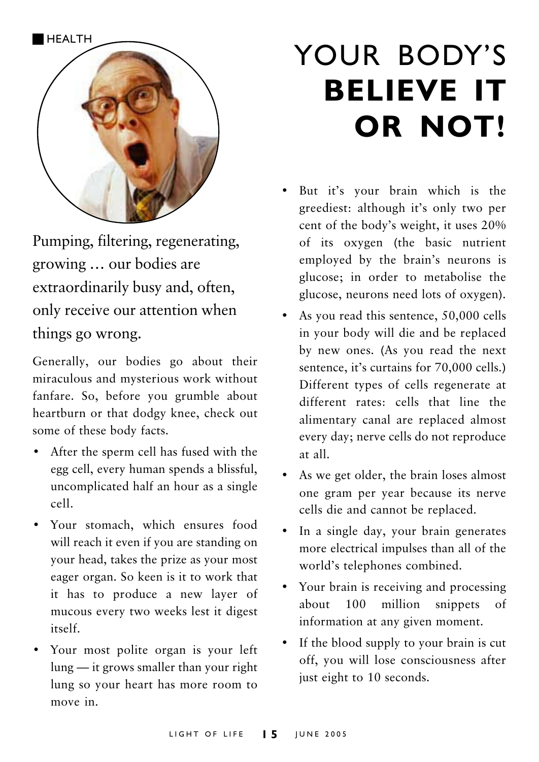HEALTH

# YOUR BODY'S **BELIEVE IT OR NOT!**

Pumping, filtering, regenerating, growing … our bodies are extraordinarily busy and, often, only receive our attention when things go wrong.

Generally, our bodies go about their miraculous and mysterious work without fanfare. So, before you grumble about heartburn or that dodgy knee, check out some of these body facts.

- After the sperm cell has fused with the egg cell, every human spends a blissful, uncomplicated half an hour as a single cell.
- Your stomach, which ensures food will reach it even if you are standing on your head, takes the prize as your most eager organ. So keen is it to work that it has to produce a new layer of mucous every two weeks lest it digest itself.
- Your most polite organ is your left lung — it grows smaller than your right lung so your heart has more room to move in.
- But it's your brain which is the greediest: although it's only two per cent of the body's weight, it uses 20% of its oxygen (the basic nutrient employed by the brain's neurons is glucose; in order to metabolise the glucose, neurons need lots of oxygen).
- As you read this sentence, 50,000 cells in your body will die and be replaced by new ones. (As you read the next sentence, it's curtains for 70,000 cells.) Different types of cells regenerate at different rates: cells that line the alimentary canal are replaced almost every day; nerve cells do not reproduce at all.
- As we get older, the brain loses almost one gram per year because its nerve cells die and cannot be replaced.
- In a single day, your brain generates more electrical impulses than all of the world's telephones combined.
- Your brain is receiving and processing about 100 million snippets of information at any given moment.
- If the blood supply to your brain is cut off, you will lose consciousness after just eight to 10 seconds.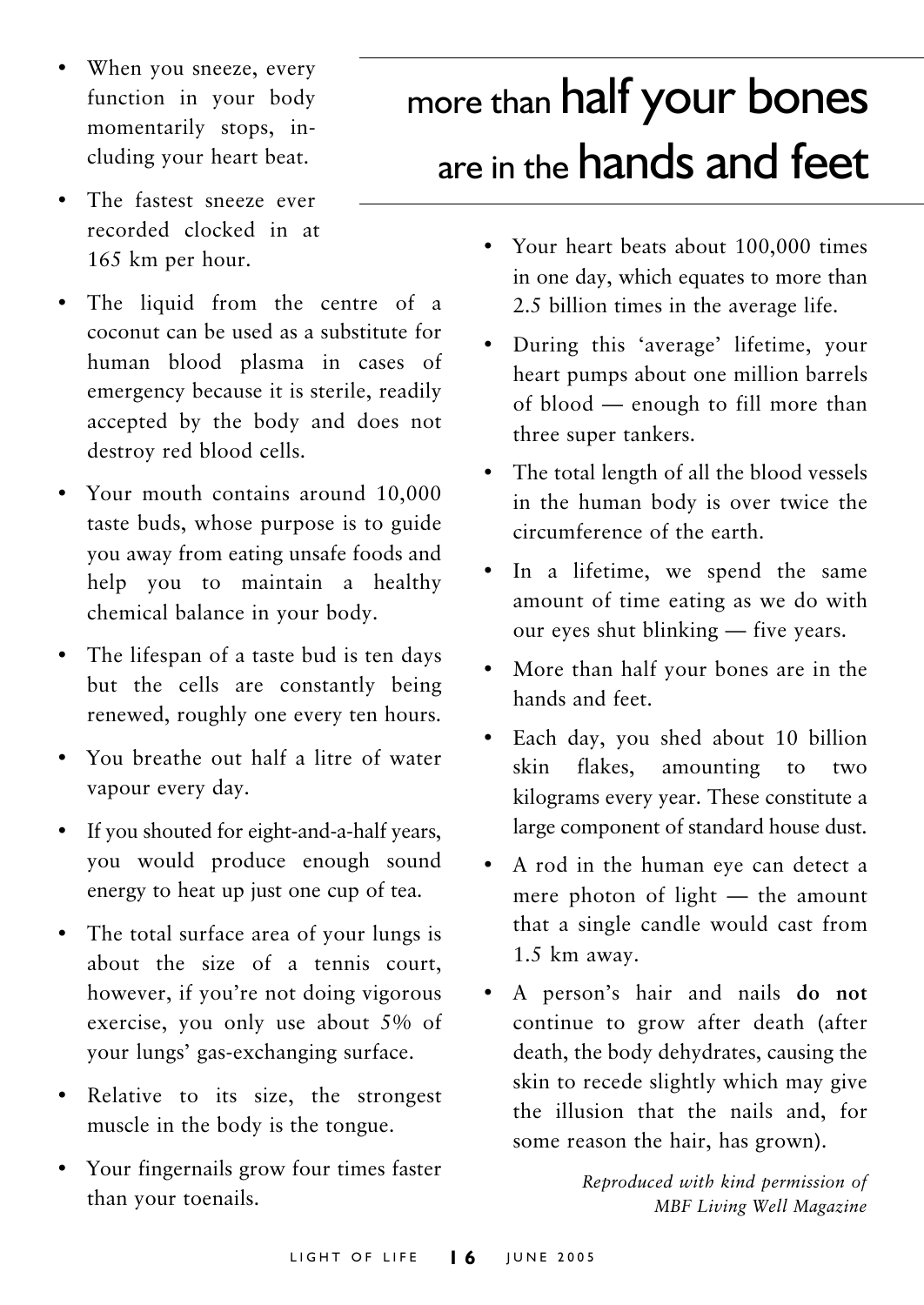# more than half your bones are in the hands and feet

- When you sneeze, every function in your body momentarily stops, including your heart beat.
- The fastest sneeze ever recorded clocked in at 165 km per hour.
- The liquid from the centre of a coconut can be used as a substitute for human blood plasma in cases of emergency because it is sterile, readily accepted by the body and does not destroy red blood cells.
- Your mouth contains around 10,000 taste buds, whose purpose is to guide you away from eating unsafe foods and help you to maintain a healthy chemical balance in your body.
- The lifespan of a taste bud is ten days but the cells are constantly being renewed, roughly one every ten hours.
- You breathe out half a litre of water vapour every day.
- If you shouted for eight-and-a-half years, you would produce enough sound energy to heat up just one cup of tea.
- The total surface area of your lungs is about the size of a tennis court, however, if you're not doing vigorous exercise, you only use about 5% of your lungs' gas-exchanging surface.
- Relative to its size, the strongest muscle in the body is the tongue.
- Your fingernails grow four times faster than your toenails.
- Your heart beats about 100,000 times in one day, which equates to more than 2.5 billion times in the average life.
- During this 'average' lifetime, your heart pumps about one million barrels of blood — enough to fill more than three super tankers.
- The total length of all the blood vessels in the human body is over twice the circumference of the earth.
- In a lifetime, we spend the same amount of time eating as we do with our eyes shut blinking — five years.
- More than half your bones are in the hands and feet.
- Each day, you shed about 10 billion skin flakes, amounting to two kilograms every year. These constitute a large component of standard house dust.
- A rod in the human eye can detect a mere photon of light — the amount that a single candle would cast from 1.5 km away.
- A person's hair and nails **do not** continue to grow after death (after death, the body dehydrates, causing the skin to recede slightly which may give the illusion that the nails and, for some reason the hair, has grown).

*Reproduced with kind permission of MBF Living Well Magazine*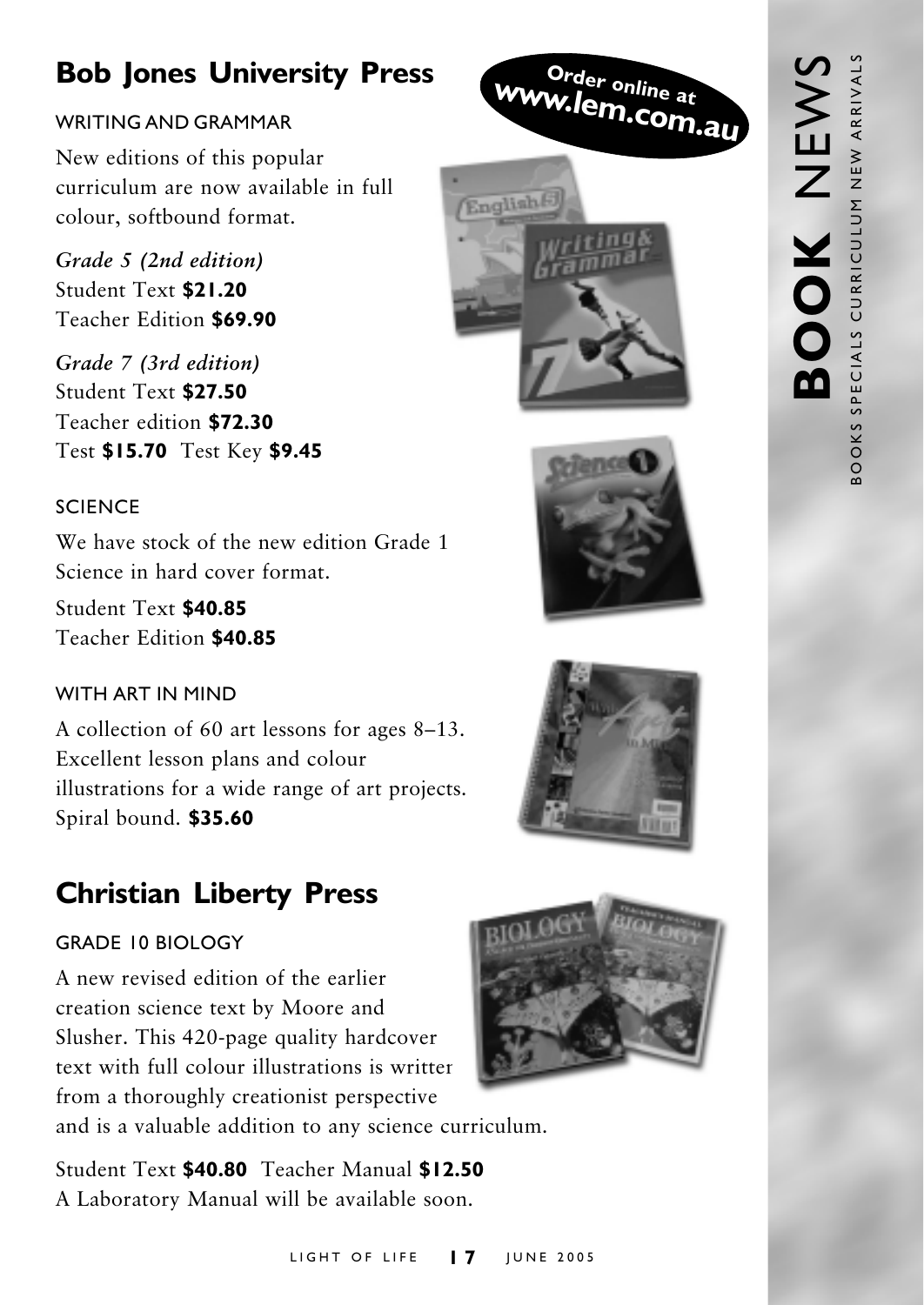# BOOK NEWS

BOOKS SPECIALS CURRICULUM NEW ARRIVALS

**Order online at www.lem.com.au**

## Bob Jones University Press

### WRITING AND GRAMMAR

New editions of this popular curriculum are now available in full colour, softbound format.

*Grade 5 (2nd edition)*
Student Text **$21.20**
Teacher Edition **$69.90**

*Grade 7 (3rd edition)*
Student Text **$27.50**
Teacher edition **$72.30**
Test **$15.70** Test Key **$9.45**

### SCIENCE

We have stock of the new edition Grade 1 Science in hard cover format.

Student Text **$40.85**
Teacher Edition **$40.85**

### WITH ART IN MIND

A collection of 60 art lessons for ages 8–13. Excellent lesson plans and colour illustrations for a wide range of art projects. Spiral bound. **$35.60**

## Christian Liberty Press

### GRADE 10 BIOLOGY

A new revised edition of the earlier creation science text by Moore and Slusher. This 420-page quality hardcover text with full colour illustrations is written from a thoroughly creationist perspective and is a valuable addition to any science curriculum.

Student Text **$40.80** Teacher Manual **$12.50**
A Laboratory Manual will be available soon.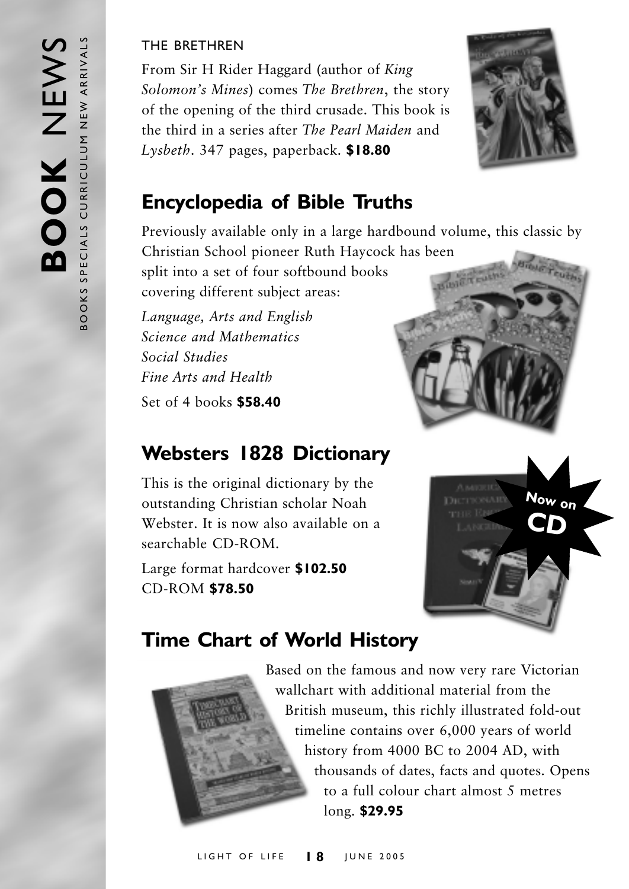THE BRETHREN

From Sir H Rider Haggard (author of *King Solomon's Mines*) comes *The Brethren*, the story of the opening of the third crusade. This book is the third in a series after *The Pearl Maiden* and *Lysbeth*. 347 pages, paperback. **$18.80**

## Encyclopedia of Bible Truths

Previously available only in a large hardbound volume, this classic by Christian School pioneer Ruth Haycock has been split into a set of four softbound books covering different subject areas:

*Language, Arts and English*
*Science and Mathematics*
*Social Studies*
*Fine Arts and Health*

Set of 4 books **$58.40**

## Websters 1828 Dictionary

This is the original dictionary by the outstanding Christian scholar Noah Webster. It is now also available on a searchable CD-ROM.

Now on CD

Large format hardcover **$102.50**
CD-ROM **$78.50**

## Time Chart of World History

Based on the famous and now very rare Victorian wallchart with additional material from the British museum, this richly illustrated fold-out timeline contains over 6,000 years of world history from 4000 BC to 2004 AD, with thousands of dates, facts and quotes. Opens to a full colour chart almost 5 metres long. **$29.95**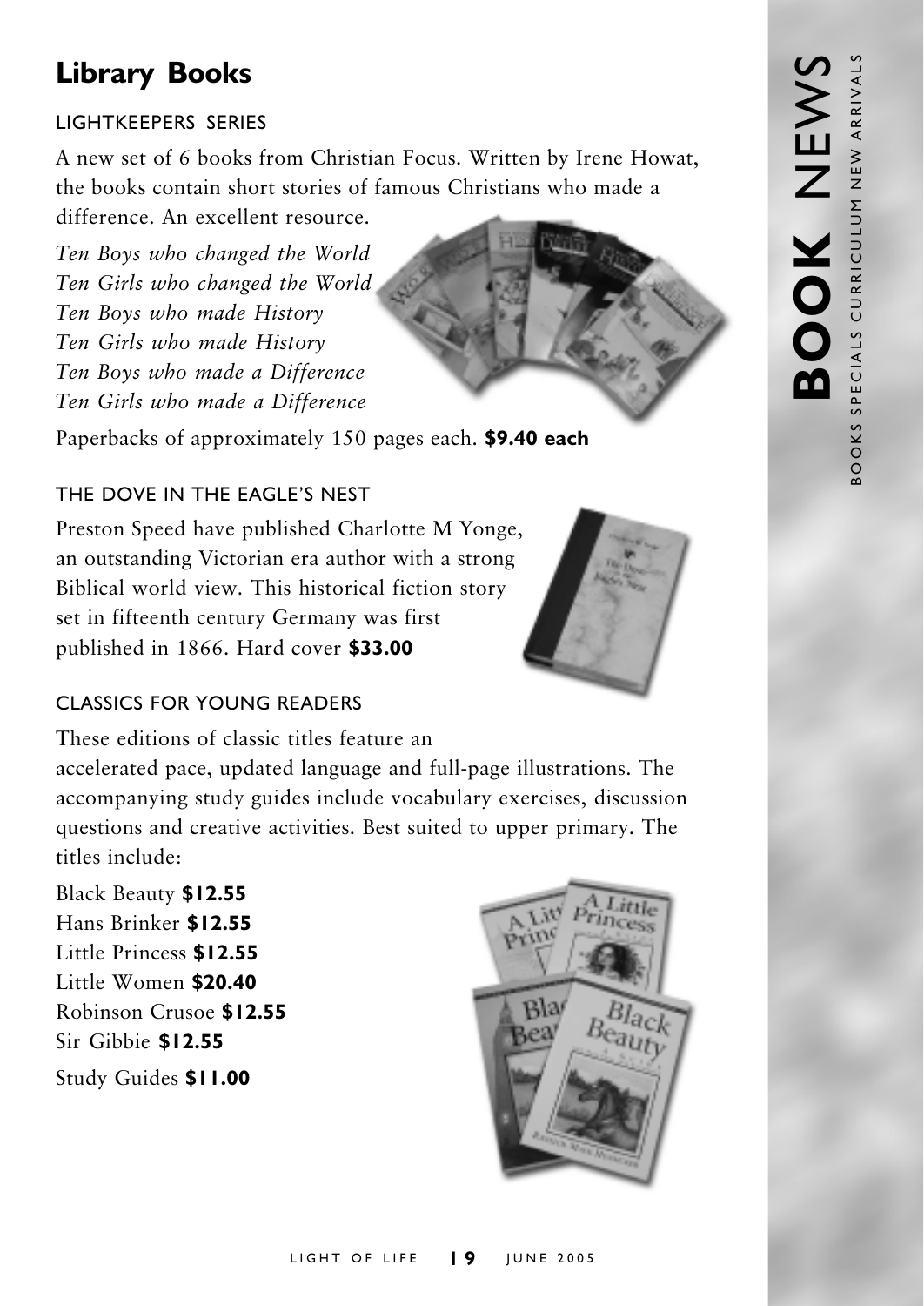## Library Books

### LIGHTKEEPERS SERIES

A new set of 6 books from Christian Focus. Written by Irene Howat, the books contain short stories of famous Christians who made a difference. An excellent resource.

*Ten Boys who changed the World*
*Ten Girls who changed the World*
*Ten Boys who made History*
*Ten Girls who made History*
*Ten Boys who made a Difference*
*Ten Girls who made a Difference*

Paperbacks of approximately 150 pages each. **$9.40 each**

### THE DOVE IN THE EAGLE'S NEST

Preston Speed have published Charlotte M Yonge, an outstanding Victorian era author with a strong Biblical world view. This historical fiction story set in fifteenth century Germany was first published in 1866. Hard cover **$33.00**

### CLASSICS FOR YOUNG READERS

These editions of classic titles feature an accelerated pace, updated language and full-page illustrations. The accompanying study guides include vocabulary exercises, discussion questions and creative activities. Best suited to upper primary. The titles include:

Black Beauty **$12.55**
Hans Brinker **$12.55**
Little Princess **$12.55**
Little Women **$20.40**
Robinson Crusoe **$12.55**
Sir Gibbie **$12.55**
Study Guides **$11.00**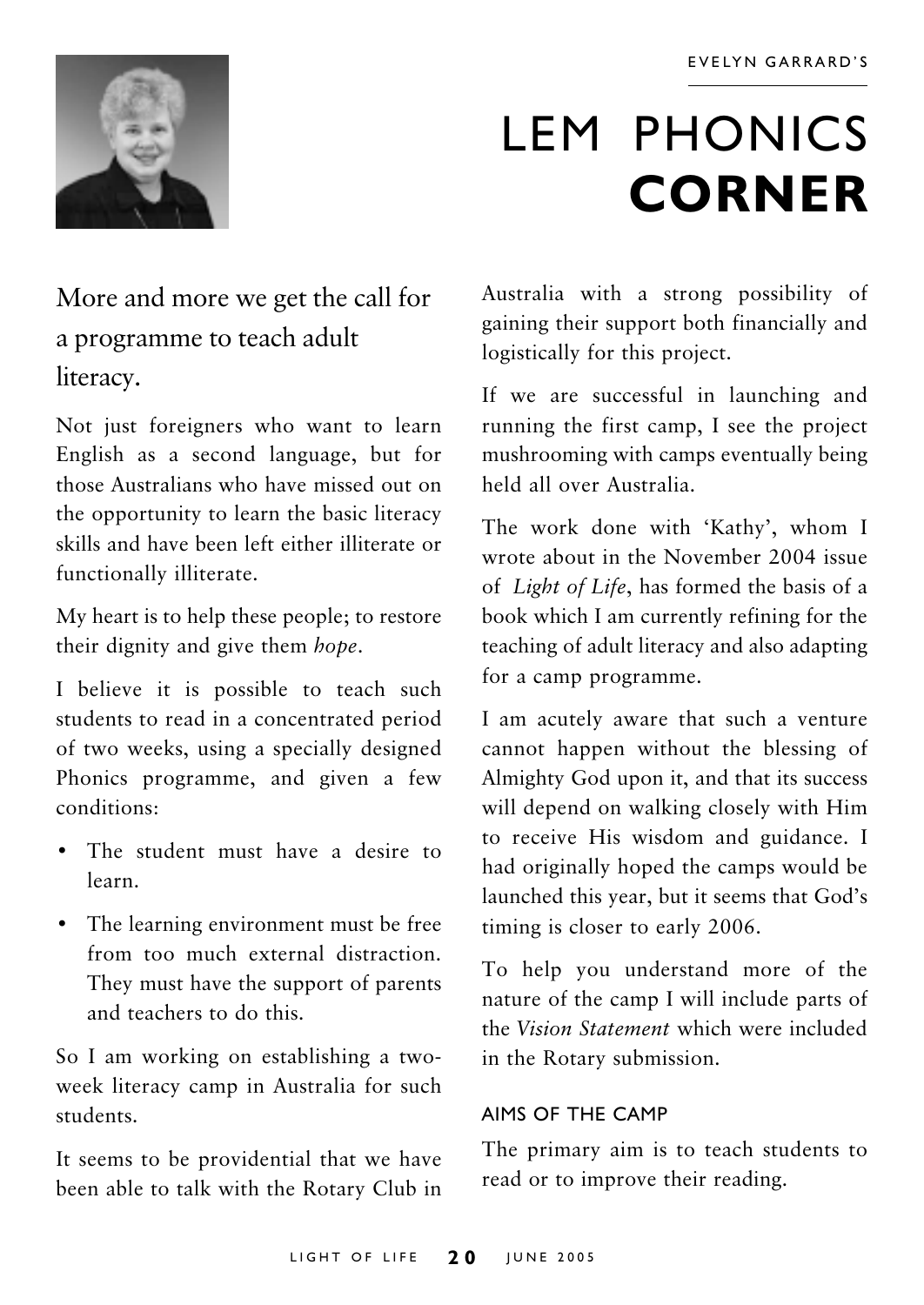EVELYN GARRARD'S

# LEM PHONICS **CORNER**

## More and more we get the call for a programme to teach adult literacy.

Not just foreigners who want to learn English as a second language, but for those Australians who have missed out on the opportunity to learn the basic literacy skills and have been left either illiterate or functionally illiterate.

My heart is to help these people; to restore their dignity and give them *hope*.

I believe it is possible to teach such students to read in a concentrated period of two weeks, using a specially designed Phonics programme, and given a few conditions:

- The student must have a desire to learn.
- The learning environment must be free from too much external distraction. They must have the support of parents and teachers to do this.

So I am working on establishing a two-week literacy camp in Australia for such students.

It seems to be providential that we have been able to talk with the Rotary Club in Australia with a strong possibility of gaining their support both financially and logistically for this project.

If we are successful in launching and running the first camp, I see the project mushrooming with camps eventually being held all over Australia.

The work done with 'Kathy', whom I wrote about in the November 2004 issue of *Light of Life*, has formed the basis of a book which I am currently refining for the teaching of adult literacy and also adapting for a camp programme.

I am acutely aware that such a venture cannot happen without the blessing of Almighty God upon it, and that its success will depend on walking closely with Him to receive His wisdom and guidance. I had originally hoped the camps would be launched this year, but it seems that God's timing is closer to early 2006.

To help you understand more of the nature of the camp I will include parts of the *Vision Statement* which were included in the Rotary submission.

### AIMS OF THE CAMP

The primary aim is to teach students to read or to improve their reading.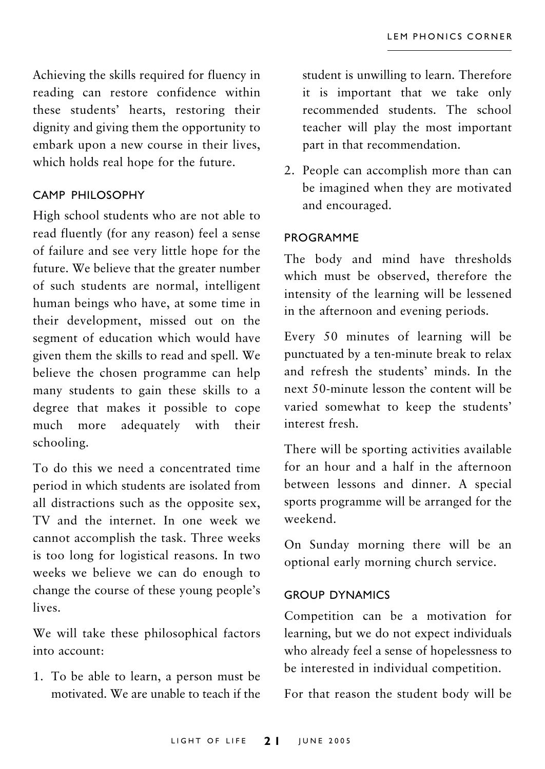Achieving the skills required for fluency in reading can restore confidence within these students' hearts, restoring their dignity and giving them the opportunity to embark upon a new course in their lives, which holds real hope for the future.

### CAMP PHILOSOPHY

High school students who are not able to read fluently (for any reason) feel a sense of failure and see very little hope for the future. We believe that the greater number of such students are normal, intelligent human beings who have, at some time in their development, missed out on the segment of education which would have given them the skills to read and spell. We believe the chosen programme can help many students to gain these skills to a degree that makes it possible to cope much more adequately with their schooling.

To do this we need a concentrated time period in which students are isolated from all distractions such as the opposite sex, TV and the internet. In one week we cannot accomplish the task. Three weeks is too long for logistical reasons. In two weeks we believe we can do enough to change the course of these young people's lives.

We will take these philosophical factors into account:

1. To be able to learn, a person must be motivated. We are unable to teach if the student is unwilling to learn. Therefore it is important that we take only recommended students. The school teacher will play the most important part in that recommendation.
2. People can accomplish more than can be imagined when they are motivated and encouraged.

### PROGRAMME

The body and mind have thresholds which must be observed, therefore the intensity of the learning will be lessened in the afternoon and evening periods.

Every 50 minutes of learning will be punctuated by a ten-minute break to relax and refresh the students' minds. In the next 50-minute lesson the content will be varied somewhat to keep the students' interest fresh.

There will be sporting activities available for an hour and a half in the afternoon between lessons and dinner. A special sports programme will be arranged for the weekend.

On Sunday morning there will be an optional early morning church service.

### GROUP DYNAMICS

Competition can be a motivation for learning, but we do not expect individuals who already feel a sense of hopelessness to be interested in individual competition.

For that reason the student body will be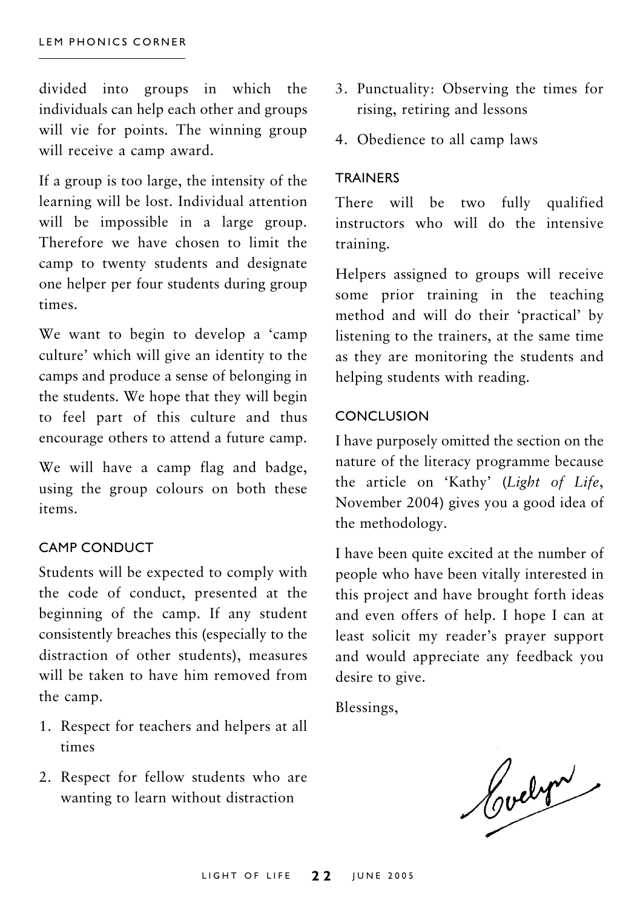divided into groups in which the individuals can help each other and groups will vie for points. The winning group will receive a camp award.

If a group is too large, the intensity of the learning will be lost. Individual attention will be impossible in a large group. Therefore we have chosen to limit the camp to twenty students and designate one helper per four students during group times.

We want to begin to develop a 'camp culture' which will give an identity to the camps and produce a sense of belonging in the students. We hope that they will begin to feel part of this culture and thus encourage others to attend a future camp.

We will have a camp flag and badge, using the group colours on both these items.

### CAMP CONDUCT

Students will be expected to comply with the code of conduct, presented at the beginning of the camp. If any student consistently breaches this (especially to the distraction of other students), measures will be taken to have him removed from the camp.

1. Respect for teachers and helpers at all times
2. Respect for fellow students who are wanting to learn without distraction
3. Punctuality: Observing the times for rising, retiring and lessons
4. Obedience to all camp laws

### TRAINERS

There will be two fully qualified instructors who will do the intensive training.

Helpers assigned to groups will receive some prior training in the teaching method and will do their 'practical' by listening to the trainers, at the same time as they are monitoring the students and helping students with reading.

### CONCLUSION

I have purposely omitted the section on the nature of the literacy programme because the article on 'Kathy' (*Light of Life*, November 2004) gives you a good idea of the methodology.

I have been quite excited at the number of people who have been vitally interested in this project and have brought forth ideas and even offers of help. I hope I can at least solicit my reader's prayer support and would appreciate any feedback you desire to give.

Blessings,

Evelyn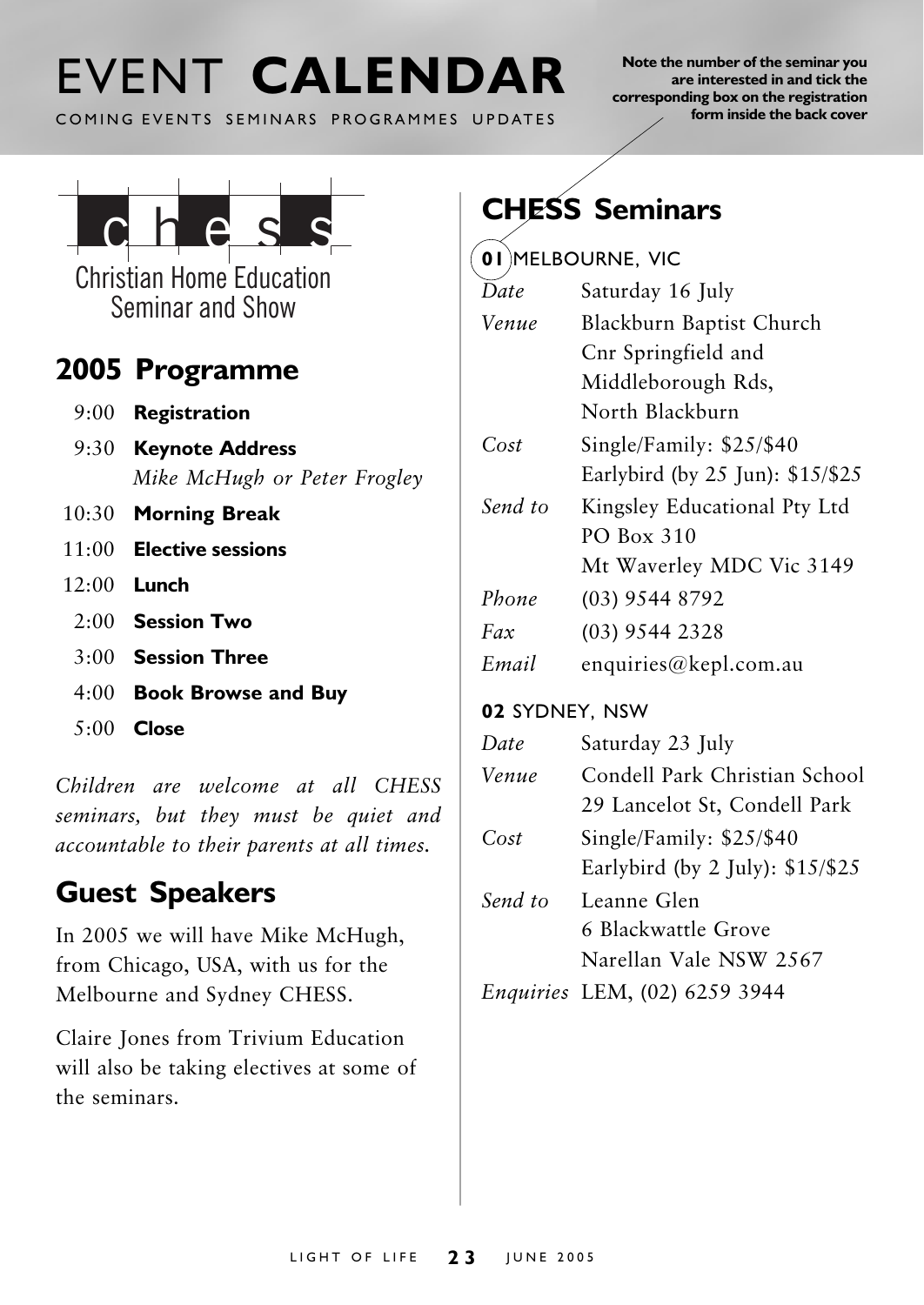# EVENT **CALENDAR**

COMING EVENTS SEMINARS PROGRAMMES UPDATES

**Note the number of the seminar you are interested in and tick the corresponding box on the registration form inside the back cover**

c h e s s

Christian Home Education Seminar and Show

## 2005 Programme

| | |
|---|---|
| 9:00 | **Registration** |
| 9:30 | **Keynote Address** *Mike McHugh or Peter Frogley* |
| 10:30 | **Morning Break** |
| 11:00 | **Elective sessions** |
| 12:00 | **Lunch** |
| 2:00 | **Session Two** |
| 3:00 | **Session Three** |
| 4:00 | **Book Browse and Buy** |
| 5:00 | **Close** |

*Children are welcome at all CHESS seminars, but they must be quiet and accountable to their parents at all times.*

## Guest Speakers

In 2005 we will have Mike McHugh, from Chicago, USA, with us for the Melbourne and Sydney CHESS.

Claire Jones from Trivium Education will also be taking electives at some of the seminars.

## CHESS Seminars

**01** MELBOURNE, VIC

| | |
|---|---|
| *Date* | Saturday 16 July |
| *Venue* | Blackburn Baptist Church<br>Cnr Springfield and Middleborough Rds,<br>North Blackburn |
| *Cost* | Single/Family: $25/$40<br>Earlybird (by 25 Jun): $15/$25 |
| *Send to* | Kingsley Educational Pty Ltd<br>PO Box 310<br>Mt Waverley MDC Vic 3149 |
| *Phone* | (03) 9544 8792 |
| *Fax* | (03) 9544 2328 |
| *Email* | enquiries@kepl.com.au |

**02** SYDNEY, NSW

| | |
|---|---|
| *Date* | Saturday 23 July |
| *Venue* | Condell Park Christian School<br>29 Lancelot St, Condell Park |
| *Cost* | Single/Family: $25/$40<br>Earlybird (by 2 July): $15/$25 |
| *Send to* | Leanne Glen<br>6 Blackwattle Grove<br>Narellan Vale NSW 2567 |
| *Enquiries* | LEM, (02) 6259 3944 |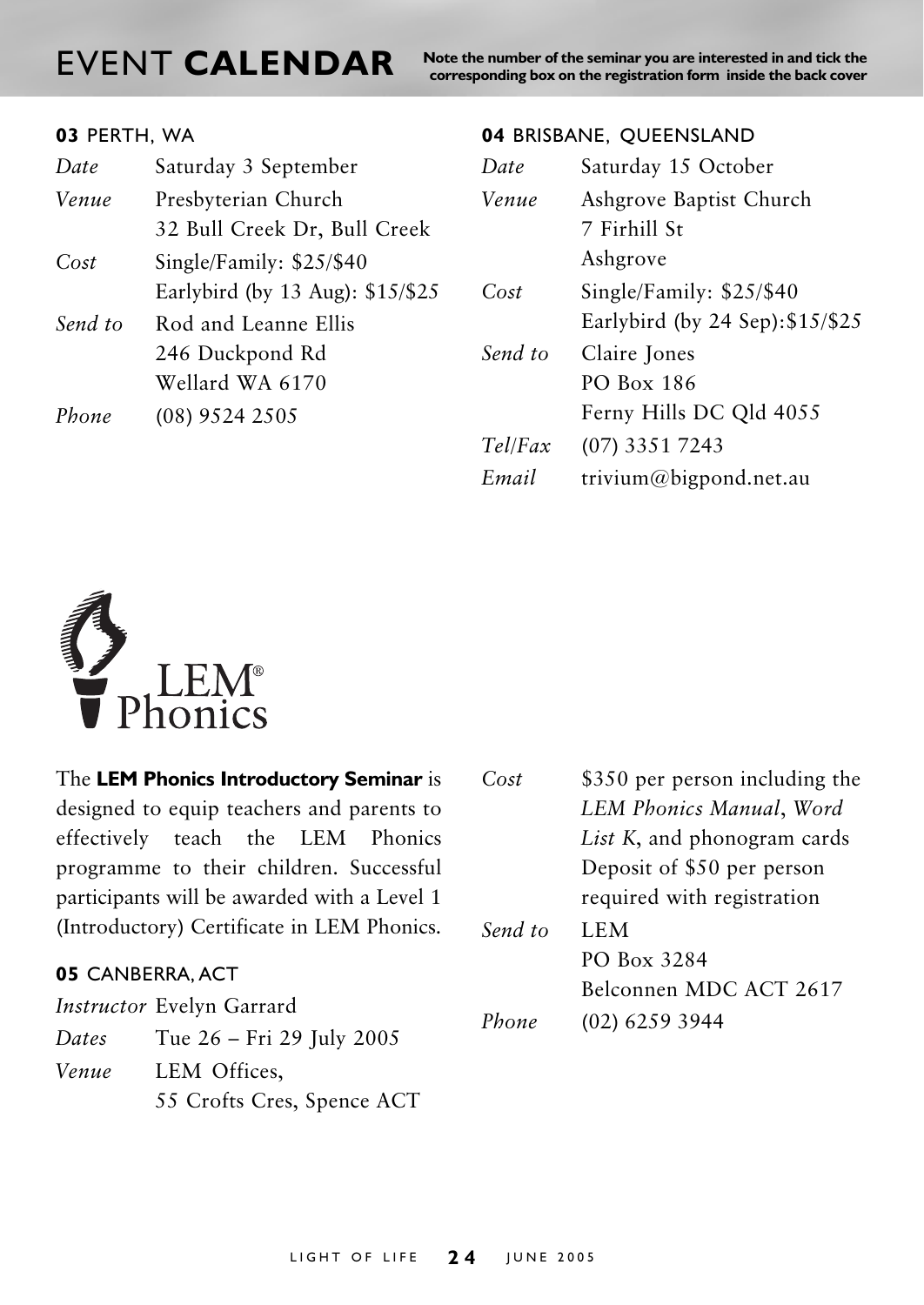# EVENT **CALENDAR**

**Note the number of the seminar you are interested in and tick the corresponding box on the registration form inside the back cover**

### **03** PERTH, WA

*Date* Saturday 3 September

*Venue* Presbyterian Church
32 Bull Creek Dr, Bull Creek

*Cost* Single/Family: $25/$40
Earlybird (by 13 Aug): $15/$25

*Send to* Rod and Leanne Ellis
246 Duckpond Rd
Wellard WA 6170

*Phone* (08) 9524 2505

### **04** BRISBANE, QUEENSLAND

*Date* Saturday 15 October

*Venue* Ashgrove Baptist Church
7 Firhill St
Ashgrove

*Cost* Single/Family: $25/$40
Earlybird (by 24 Sep):$15/$25

*Send to* Claire Jones
PO Box 186
Ferny Hills DC Qld 4055

*Tel/Fax* (07) 3351 7243

*Email* trivium@bigpond.net.au

LEM® Phonics

The **LEM Phonics Introductory Seminar** is designed to equip teachers and parents to effectively teach the LEM Phonics programme to their children. Successful participants will be awarded with a Level 1 (Introductory) Certificate in LEM Phonics.

### **05** CANBERRA, ACT

*Instructor* Evelyn Garrard

*Dates* Tue 26 – Fri 29 July 2005

*Venue* LEM Offices,
55 Crofts Cres, Spence ACT

*Cost* $350 per person including the *LEM Phonics Manual*, *Word List K*, and phonogram cards
Deposit of $50 per person required with registration

*Send to* LEM
PO Box 3284
Belconnen MDC ACT 2617

*Phone* (02) 6259 3944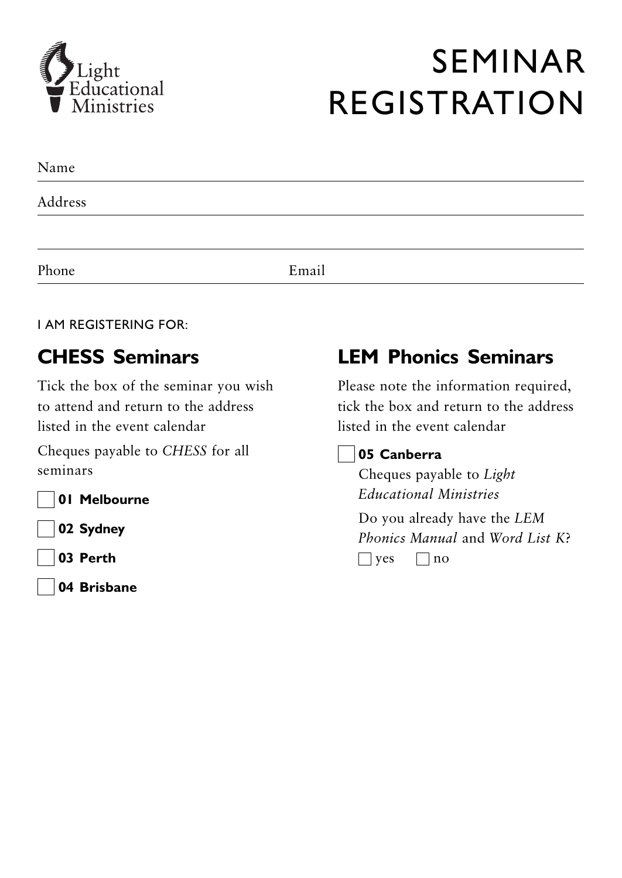Light Educational Ministries

# SEMINAR REGISTRATION

Name ______________________________

Address ______________________________

______________________________

Phone ______________ Email ______________

I AM REGISTERING FOR:

## CHESS Seminars

Tick the box of the seminar you wish to attend and return to the address listed in the event calendar

Cheques payable to *CHESS* for all seminars

- [ ] **01 Melbourne**
- [ ] **02 Sydney**
- [ ] **03 Perth**
- [ ] **04 Brisbane**

## LEM Phonics Seminars

Please note the information required, tick the box and return to the address listed in the event calendar

- [ ] **05 Canberra**

  Cheques payable to *Light Educational Ministries*

  Do you already have the *LEM Phonics Manual* and *Word List K*?

  - [ ] yes
  - [ ] no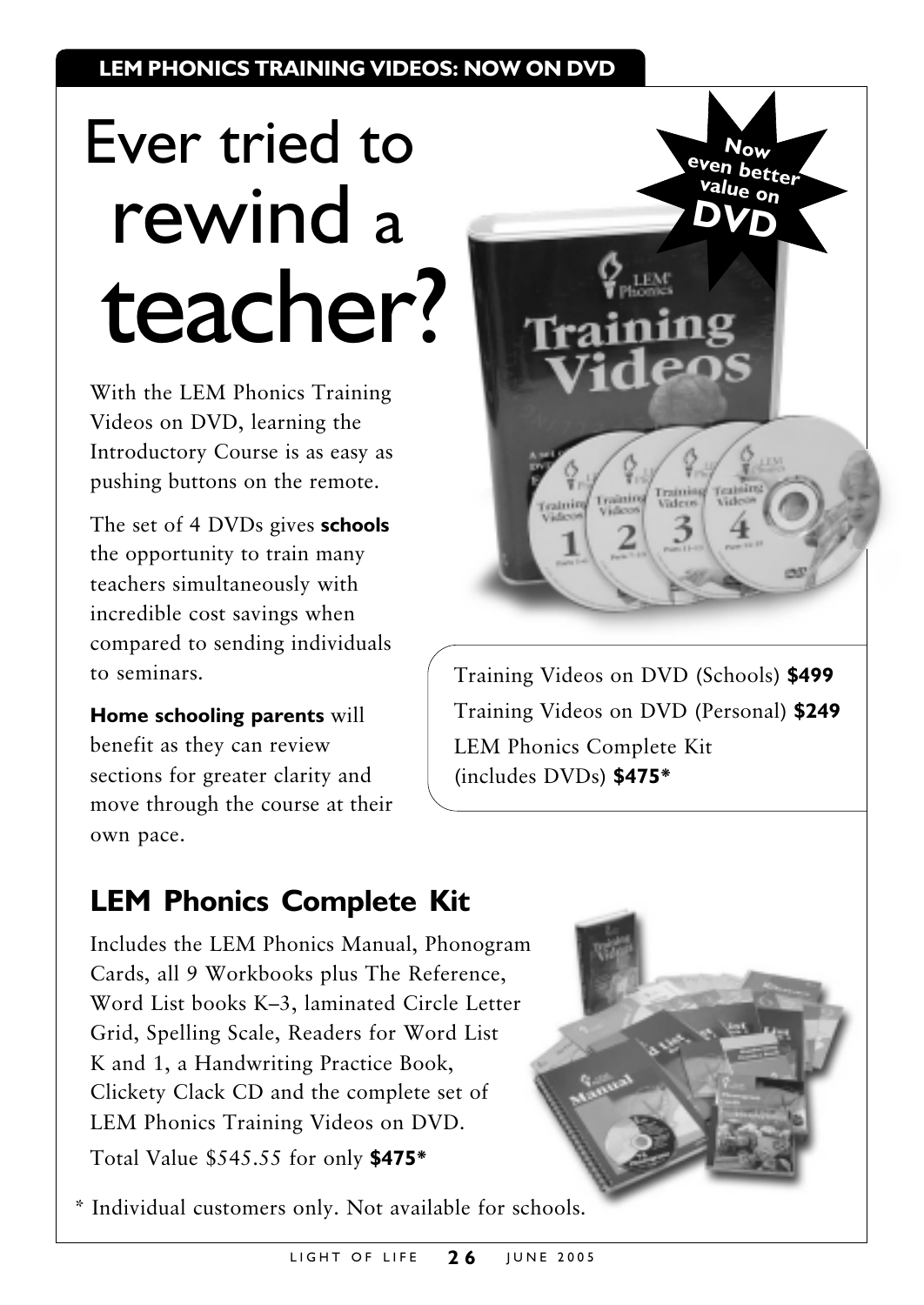**LEM PHONICS TRAINING VIDEOS: NOW ON DVD**

# Ever tried to rewind a teacher?

Now even better value on DVD

With the LEM Phonics Training Videos on DVD, learning the Introductory Course is as easy as pushing buttons on the remote.

The set of 4 DVDs gives **schools** the opportunity to train many teachers simultaneously with incredible cost savings when compared to sending individuals to seminars.

**Home schooling parents** will benefit as they can review sections for greater clarity and move through the course at their own pace.

Training Videos on DVD (Schools) **$499**
Training Videos on DVD (Personal) **$249**
LEM Phonics Complete Kit (includes DVDs) **$475***

## LEM Phonics Complete Kit

Includes the LEM Phonics Manual, Phonogram Cards, all 9 Workbooks plus The Reference, Word List books K–3, laminated Circle Letter Grid, Spelling Scale, Readers for Word List K and 1, a Handwriting Practice Book, Clickety Clack CD and the complete set of LEM Phonics Training Videos on DVD.

Total Value $545.55 for only **$475***

* Individual customers only. Not available for schools.